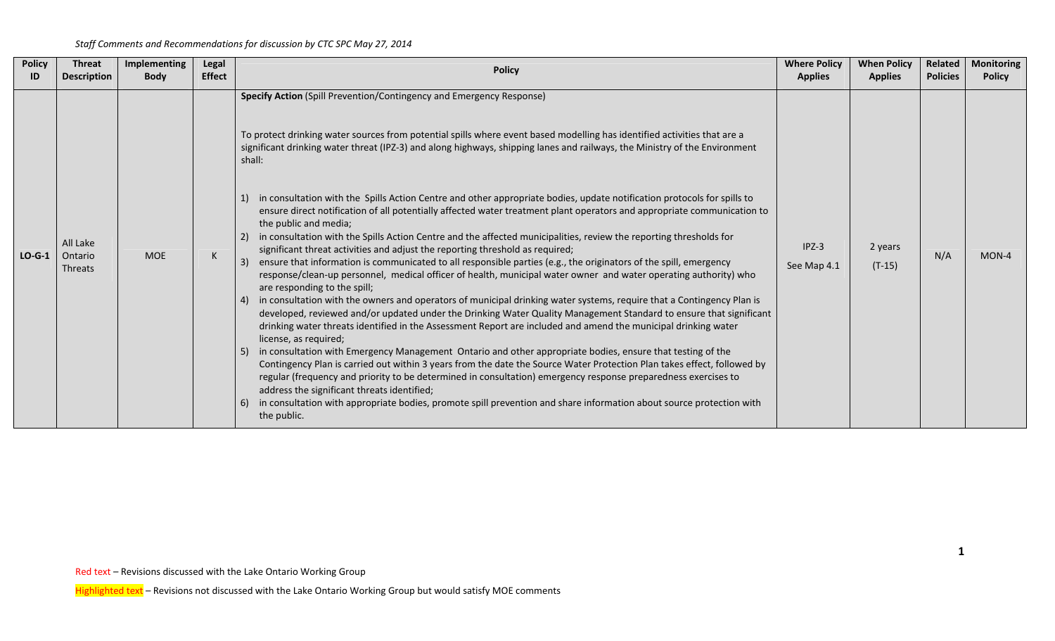*Staff Comments and Recommendations for discussion by CTC SPC May 27, 2014*

| Policy ID | Threat Description | Implementing Body | Legal Effect | Policy | Where Policy Applies | When Policy Applies | Related Policies | Monitoring Policy |
|---|---|---|---|---|---|---|---|---|
| LO-G-1 | All Lake Ontario Threats | MOE | K | **Specify Action** (Spill Prevention/Contingency and Emergency Response)<br><br>To protect drinking water sources from potential spills where event based modelling has identified activities that are a significant drinking water threat (IPZ-3) and along highways, shipping lanes and railways, the Ministry of the Environment shall:<br><br>1) in consultation with the Spills Action Centre and other appropriate bodies, update notification protocols for spills to ensure direct notification of all potentially affected water treatment plant operators and appropriate communication to the public and media;<br>2) in consultation with the Spills Action Centre and the affected municipalities, review the reporting thresholds for significant threat activities and adjust the reporting threshold as required;<br>3) ensure that information is communicated to all responsible parties (e.g., the originators of the spill, emergency response/clean-up personnel, medical officer of health, municipal water owner and water operating authority) who are responding to the spill;<br>4) in consultation with the owners and operators of municipal drinking water systems, require that a Contingency Plan is developed, reviewed and/or updated under the Drinking Water Quality Management Standard to ensure that significant drinking water threats identified in the Assessment Report are included and amend the municipal drinking water license, as required;<br>5) in consultation with Emergency Management Ontario and other appropriate bodies, ensure that testing of the Contingency Plan is carried out within 3 years from the date the Source Water Protection Plan takes effect, followed by regular (frequency and priority to be determined in consultation) emergency response preparedness exercises to address the significant threats identified;<br>6) in consultation with appropriate bodies, promote spill prevention and share information about source protection with the public. | IPZ-3<br>See Map 4.1 | 2 years<br>(T-15) | N/A | MON-4 |

Red text – Revisions discussed with the Lake Ontario Working Group

Highlighted text – Revisions not discussed with the Lake Ontario Working Group but would satisfy MOE comments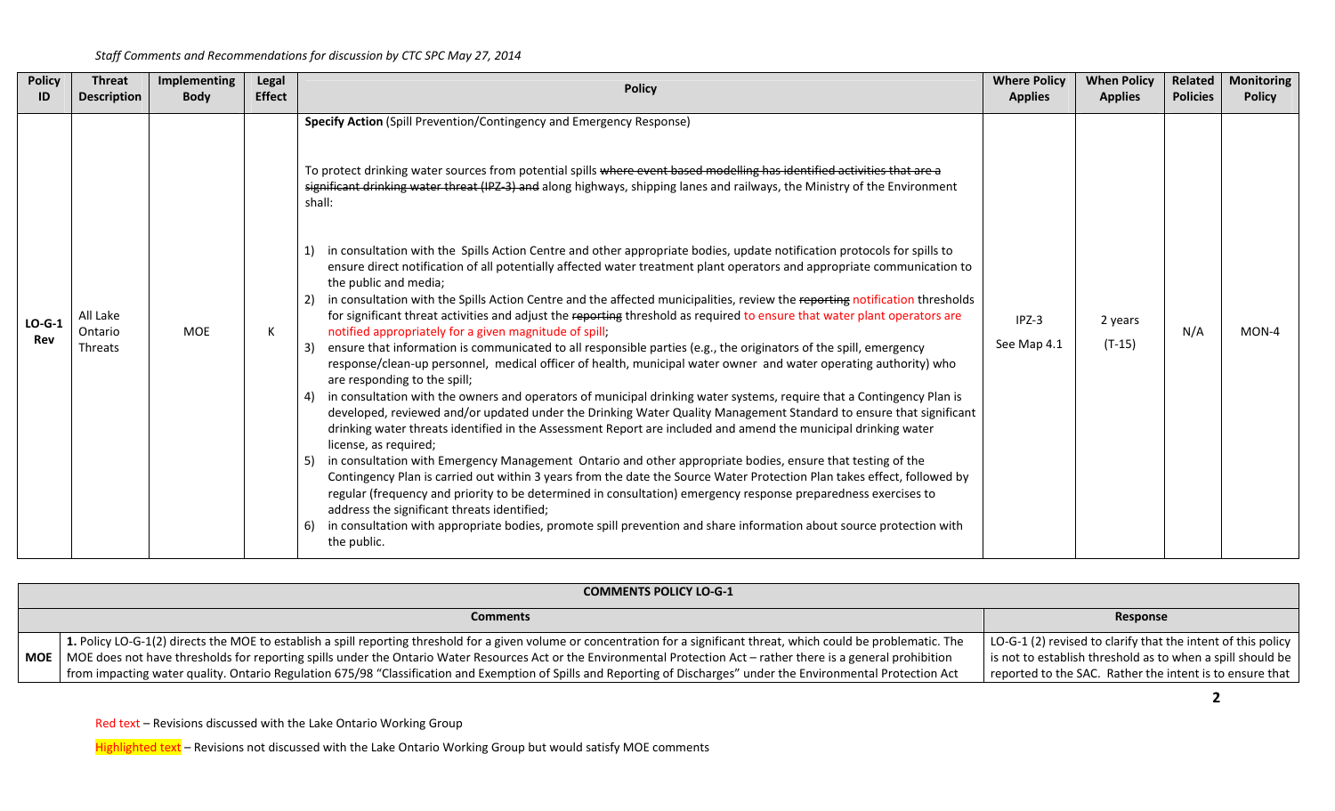*Staff Comments and Recommendations for discussion by CTC SPC May 27, 2014*

| Policy ID | Threat Description | Implementing Body | Legal Effect | Policy | Where Policy Applies | When Policy Applies | Related Policies | Monitoring Policy |
|---|---|---|---|---|---|---|---|---|
| LO-G-1 Rev | All Lake Ontario Threats | MOE | K | **Specify Action** (Spill Prevention/Contingency and Emergency Response)<br><br>To protect drinking water sources from potential spills ~~where event based modelling has identified activities that are a significant drinking water threat (IPZ-3) and~~ along highways, shipping lanes and railways, the Ministry of the Environment shall:<br><br>1) in consultation with the Spills Action Centre and other appropriate bodies, update notification protocols for spills to ensure direct notification of all potentially affected water treatment plant operators and appropriate communication to the public and media;<br>2) in consultation with the Spills Action Centre and the affected municipalities, review the ~~reporting~~ notification thresholds for significant threat activities and adjust the ~~reporting~~ threshold as required to ensure that water plant operators are notified appropriately for a given magnitude of spill;<br>3) ensure that information is communicated to all responsible parties (e.g., the originators of the spill, emergency response/clean-up personnel, medical officer of health, municipal water owner and water operating authority) who are responding to the spill;<br>4) in consultation with the owners and operators of municipal drinking water systems, require that a Contingency Plan is developed, reviewed and/or updated under the Drinking Water Quality Management Standard to ensure that significant drinking water threats identified in the Assessment Report are included and amend the municipal drinking water license, as required;<br>5) in consultation with Emergency Management Ontario and other appropriate bodies, ensure that testing of the Contingency Plan is carried out within 3 years from the date the Source Water Protection Plan takes effect, followed by regular (frequency and priority to be determined in consultation) emergency response preparedness exercises to address the significant threats identified;<br>6) in consultation with appropriate bodies, promote spill prevention and share information about source protection with the public. | IPZ-3<br>See Map 4.1 | 2 years<br>(T-15) | N/A | MON-4 |

| COMMENTS POLICY LO-G-1 | | |
|---|---|---|
| | **Comments** | **Response** |
| MOE | **1.** Policy LO-G-1(2) directs the MOE to establish a spill reporting threshold for a given volume or concentration for a significant threat, which could be problematic. The MOE does not have thresholds for reporting spills under the Ontario Water Resources Act or the Environmental Protection Act – rather there is a general prohibition from impacting water quality. Ontario Regulation 675/98 "Classification and Exemption of Spills and Reporting of Discharges" under the Environmental Protection Act | LO-G-1 (2) revised to clarify that the intent of this policy is not to establish threshold as to when a spill should be reported to the SAC. Rather the intent is to ensure that |

Red text – Revisions discussed with the Lake Ontario Working Group

Highlighted text – Revisions not discussed with the Lake Ontario Working Group but would satisfy MOE comments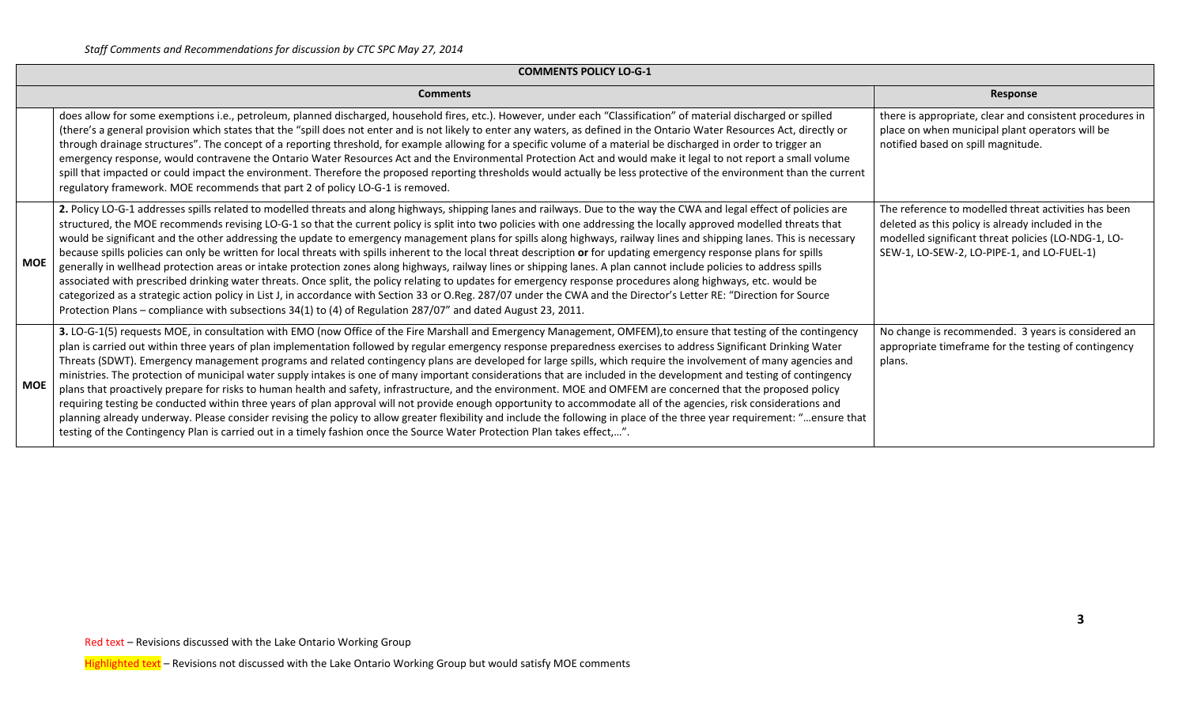*Staff Comments and Recommendations for discussion by CTC SPC May 27, 2014*

| COMMENTS POLICY LO-G-1 | | |
|---|---|---|
| | **Comments** | **Response** |
| | does allow for some exemptions i.e., petroleum, planned discharged, household fires, etc.). However, under each "Classification" of material discharged or spilled (there's a general provision which states that the "spill does not enter and is not likely to enter any waters, as defined in the Ontario Water Resources Act, directly or through drainage structures". The concept of a reporting threshold, for example allowing for a specific volume of a material be discharged in order to trigger an emergency response, would contravene the Ontario Water Resources Act and the Environmental Protection Act and would make it legal to not report a small volume spill that impacted or could impact the environment. Therefore the proposed reporting thresholds would actually be less protective of the environment than the current regulatory framework. MOE recommends that part 2 of policy LO-G-1 is removed. | there is appropriate, clear and consistent procedures in place on when municipal plant operators will be notified based on spill magnitude. |
| **MOE** | **2.** Policy LO-G-1 addresses spills related to modelled threats and along highways, shipping lanes and railways. Due to the way the CWA and legal effect of policies are structured, the MOE recommends revising LO-G-1 so that the current policy is split into two policies with one addressing the locally approved modelled threats that would be significant and the other addressing the update to emergency management plans for spills along highways, railway lines and shipping lanes. This is necessary because spills policies can only be written for local threats with spills inherent to the local threat description **or** for updating emergency response plans for spills generally in wellhead protection areas or intake protection zones along highways, railway lines or shipping lanes. A plan cannot include policies to address spills associated with prescribed drinking water threats. Once split, the policy relating to updates for emergency response procedures along highways, etc. would be categorized as a strategic action policy in List J, in accordance with Section 33 or O.Reg. 287/07 under the CWA and the Director's Letter RE: "Direction for Source Protection Plans – compliance with subsections 34(1) to (4) of Regulation 287/07" and dated August 23, 2011. | The reference to modelled threat activities has been deleted as this policy is already included in the modelled significant threat policies (LO-NDG-1, LO-SEW-1, LO-SEW-2, LO-PIPE-1, and LO-FUEL-1) |
| **MOE** | **3.** LO-G-1(5) requests MOE, in consultation with EMO (now Office of the Fire Marshall and Emergency Management, OMFEM),to ensure that testing of the contingency plan is carried out within three years of plan implementation followed by regular emergency response preparedness exercises to address Significant Drinking Water Threats (SDWT). Emergency management programs and related contingency plans are developed for large spills, which require the involvement of many agencies and ministries. The protection of municipal water supply intakes is one of many important considerations that are included in the development and testing of contingency plans that proactively prepare for risks to human health and safety, infrastructure, and the environment. MOE and OMFEM are concerned that the proposed policy requiring testing be conducted within three years of plan approval will not provide enough opportunity to accommodate all of the agencies, risk considerations and planning already underway. Please consider revising the policy to allow greater flexibility and include the following in place of the three year requirement: "…ensure that testing of the Contingency Plan is carried out in a timely fashion once the Source Water Protection Plan takes effect,…". | No change is recommended. 3 years is considered an appropriate timeframe for the testing of contingency plans. |

Red text – Revisions discussed with the Lake Ontario Working Group

Highlighted text – Revisions not discussed with the Lake Ontario Working Group but would satisfy MOE comments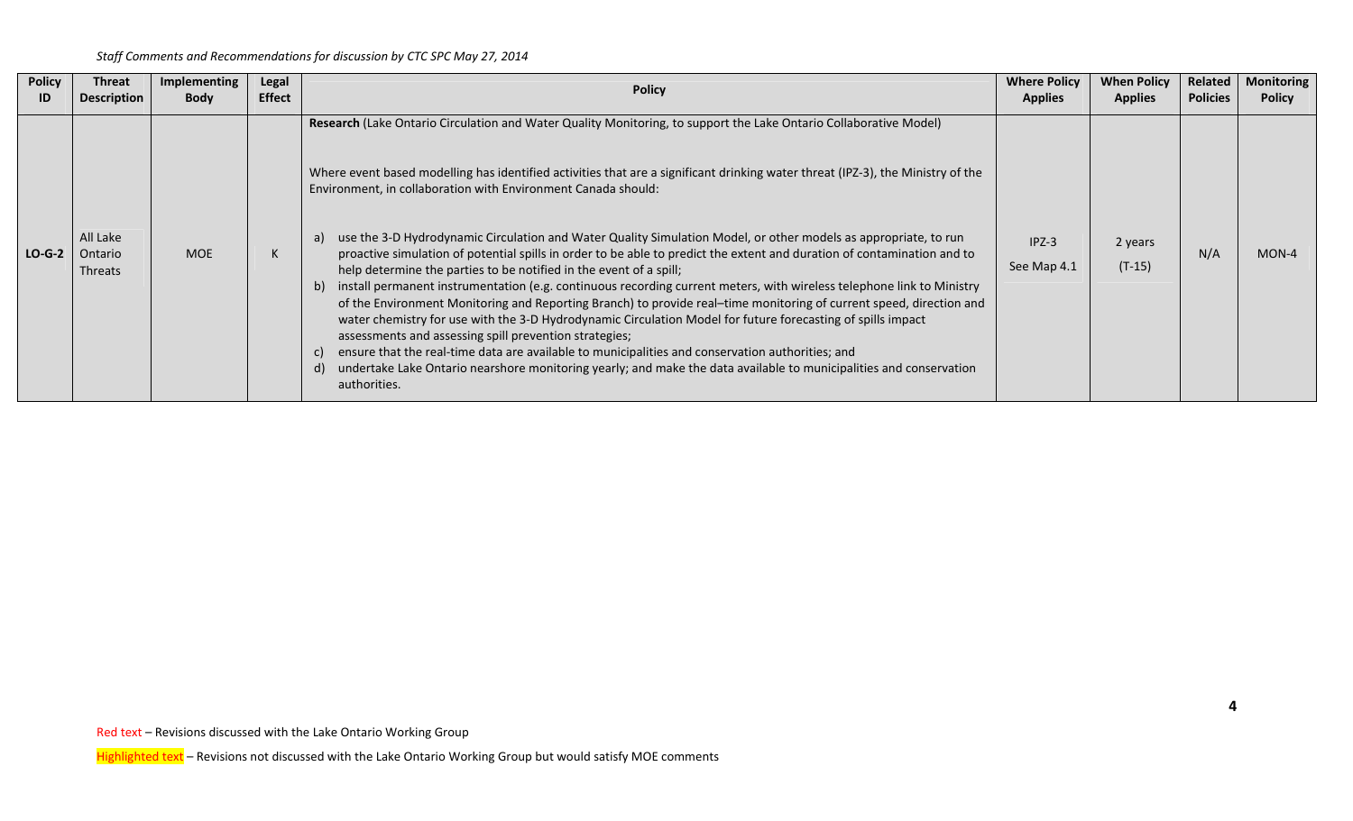*Staff Comments and Recommendations for discussion by CTC SPC May 27, 2014*

| Policy ID | Threat Description | Implementing Body | Legal Effect | Policy | Where Policy Applies | When Policy Applies | Related Policies | Monitoring Policy |
|---|---|---|---|---|---|---|---|---|
| **LO-G-2** | All Lake Ontario Threats | MOE | K | **Research** (Lake Ontario Circulation and Water Quality Monitoring, to support the Lake Ontario Collaborative Model)<br><br>Where event based modelling has identified activities that are a significant drinking water threat (IPZ-3), the Ministry of the Environment, in collaboration with Environment Canada should:<br><br>a) use the 3-D Hydrodynamic Circulation and Water Quality Simulation Model, or other models as appropriate, to run proactive simulation of potential spills in order to be able to predict the extent and duration of contamination and to help determine the parties to be notified in the event of a spill;<br>b) install permanent instrumentation (e.g. continuous recording current meters, with wireless telephone link to Ministry of the Environment Monitoring and Reporting Branch) to provide real–time monitoring of current speed, direction and water chemistry for use with the 3-D Hydrodynamic Circulation Model for future forecasting of spills impact assessments and assessing spill prevention strategies;<br>c) ensure that the real-time data are available to municipalities and conservation authorities; and<br>d) undertake Lake Ontario nearshore monitoring yearly; and make the data available to municipalities and conservation authorities. | IPZ-3<br>See Map 4.1 | 2 years<br>(T-15) | N/A | MON-4 |

Red text – Revisions discussed with the Lake Ontario Working Group

Highlighted text – Revisions not discussed with the Lake Ontario Working Group but would satisfy MOE comments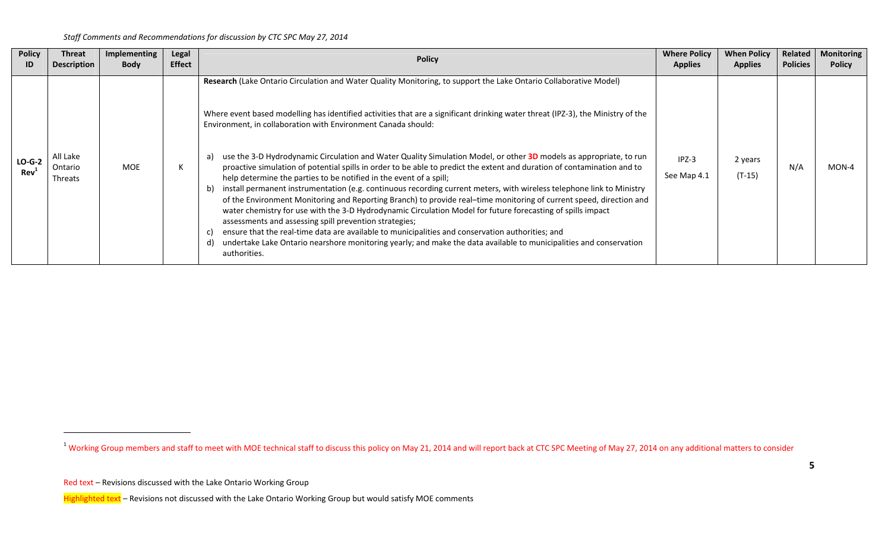*Staff Comments and Recommendations for discussion by CTC SPC May 27, 2014*

| Policy ID | Threat Description | Implementing Body | Legal Effect | Policy | Where Policy Applies | When Policy Applies | Related Policies | Monitoring Policy |
|---|---|---|---|---|---|---|---|---|
| **LO-G-2 Rev**[1] | All Lake Ontario Threats | MOE | K | **Research** (Lake Ontario Circulation and Water Quality Monitoring, to support the Lake Ontario Collaborative Model)<br><br>Where event based modelling has identified activities that are a significant drinking water threat (IPZ-3), the Ministry of the Environment, in collaboration with Environment Canada should:<br><br>a) use the 3-D Hydrodynamic Circulation and Water Quality Simulation Model, or other **3D** models as appropriate, to run proactive simulation of potential spills in order to be able to predict the extent and duration of contamination and to help determine the parties to be notified in the event of a spill;<br>b) install permanent instrumentation (e.g. continuous recording current meters, with wireless telephone link to Ministry of the Environment Monitoring and Reporting Branch) to provide real–time monitoring of current speed, direction and water chemistry for use with the 3-D Hydrodynamic Circulation Model for future forecasting of spills impact assessments and assessing spill prevention strategies;<br>c) ensure that the real-time data are available to municipalities and conservation authorities; and<br>d) undertake Lake Ontario nearshore monitoring yearly; and make the data available to municipalities and conservation authorities. | IPZ-3<br>See Map 4.1 | 2 years<br>(T-15) | N/A | MON-4 |

[1] Working Group members and staff to meet with MOE technical staff to discuss this policy on May 21, 2014 and will report back at CTC SPC Meeting of May 27, 2014 on any additional matters to consider

Red text – Revisions discussed with the Lake Ontario Working Group

Highlighted text – Revisions not discussed with the Lake Ontario Working Group but would satisfy MOE comments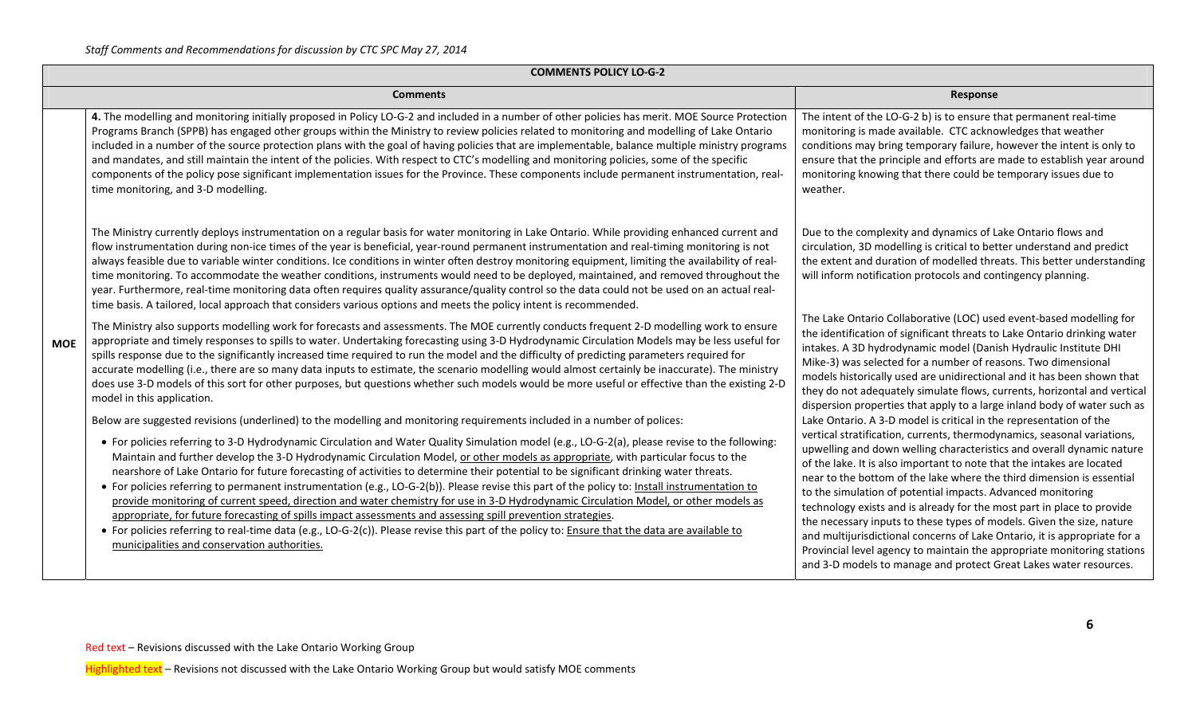*Staff Comments and Recommendations for discussion by CTC SPC May 27, 2014*

| COMMENTS POLICY LO-G-2 | | |
|---|---|---|
| | **Comments** | **Response** |
| **MOE** | **4.** The modelling and monitoring initially proposed in Policy LO-G-2 and included in a number of other policies has merit. MOE Source Protection Programs Branch (SPPB) has engaged other groups within the Ministry to review policies related to monitoring and modelling of Lake Ontario included in a number of the source protection plans with the goal of having policies that are implementable, balance multiple ministry programs and mandates, and still maintain the intent of the policies. With respect to CTC's modelling and monitoring policies, some of the specific components of the policy pose significant implementation issues for the Province. These components include permanent instrumentation, real-time monitoring, and 3-D modelling.<br><br>The Ministry currently deploys instrumentation on a regular basis for water monitoring in Lake Ontario. While providing enhanced current and flow instrumentation during non-ice times of the year is beneficial, year-round permanent instrumentation and real-timing monitoring is not always feasible due to variable winter conditions. Ice conditions in winter often destroy monitoring equipment, limiting the availability of real-time monitoring. To accommodate the weather conditions, instruments would need to be deployed, maintained, and removed throughout the year. Furthermore, real-time monitoring data often requires quality assurance/quality control so the data could not be used on an actual real-time basis. A tailored, local approach that considers various options and meets the policy intent is recommended.<br><br>The Ministry also supports modelling work for forecasts and assessments. The MOE currently conducts frequent 2-D modelling work to ensure appropriate and timely responses to spills to water. Undertaking forecasting using 3-D Hydrodynamic Circulation Models may be less useful for spills response due to the significantly increased time required to run the model and the difficulty of predicting parameters required for accurate modelling (i.e., there are so many data inputs to estimate, the scenario modelling would almost certainly be inaccurate). The ministry does use 3-D models of this sort for other purposes, but questions whether such models would be more useful or effective than the existing 2-D model in this application.<br><br>Below are suggested revisions (underlined) to the modelling and monitoring requirements included in a number of polices:<br><br>• For policies referring to 3-D Hydrodynamic Circulation and Water Quality Simulation model (e.g., LO-G-2(a), please revise to the following: Maintain and further develop the 3-D Hydrodynamic Circulation Model, <u>or other models as appropriate</u>, with particular focus to the nearshore of Lake Ontario for future forecasting of activities to determine their potential to be significant drinking water threats.<br>• For policies referring to permanent instrumentation (e.g., LO-G-2(b)). Please revise this part of the policy to: <u>Install instrumentation to provide monitoring of current speed, direction and water chemistry for use in 3-D Hydrodynamic Circulation Model, or other models as appropriate, for future forecasting of spills impact assessments and assessing spill prevention strategies</u>.<br>• For policies referring to real-time data (e.g., LO-G-2(c)). Please revise this part of the policy to: <u>Ensure that the data are available to municipalities and conservation authorities.</u> | The intent of the LO-G-2 b) is to ensure that permanent real-time monitoring is made available. CTC acknowledges that weather conditions may bring temporary failure, however the intent is only to ensure that the principle and efforts are made to establish year around monitoring knowing that there could be temporary issues due to weather.<br><br>Due to the complexity and dynamics of Lake Ontario flows and circulation, 3D modelling is critical to better understand and predict the extent and duration of modelled threats. This better understanding will inform notification protocols and contingency planning.<br><br>The Lake Ontario Collaborative (LOC) used event-based modelling for the identification of significant threats to Lake Ontario drinking water intakes. A 3D hydrodynamic model (Danish Hydraulic Institute DHI Mike-3) was selected for a number of reasons. Two dimensional models historically used are unidirectional and it has been shown that they do not adequately simulate flows, currents, horizontal and vertical dispersion properties that apply to a large inland body of water such as Lake Ontario. A 3-D model is critical in the representation of the vertical stratification, currents, thermodynamics, seasonal variations, upwelling and down welling characteristics and overall dynamic nature of the lake. It is also important to note that the intakes are located near to the bottom of the lake where the third dimension is essential to the simulation of potential impacts. Advanced monitoring technology exists and is already for the most part in place to provide the necessary inputs to these types of models. Given the size, nature and multijurisdictional concerns of Lake Ontario, it is appropriate for a Provincial level agency to maintain the appropriate monitoring stations and 3-D models to manage and protect Great Lakes water resources. |

Red text – Revisions discussed with the Lake Ontario Working Group

Highlighted text – Revisions not discussed with the Lake Ontario Working Group but would satisfy MOE comments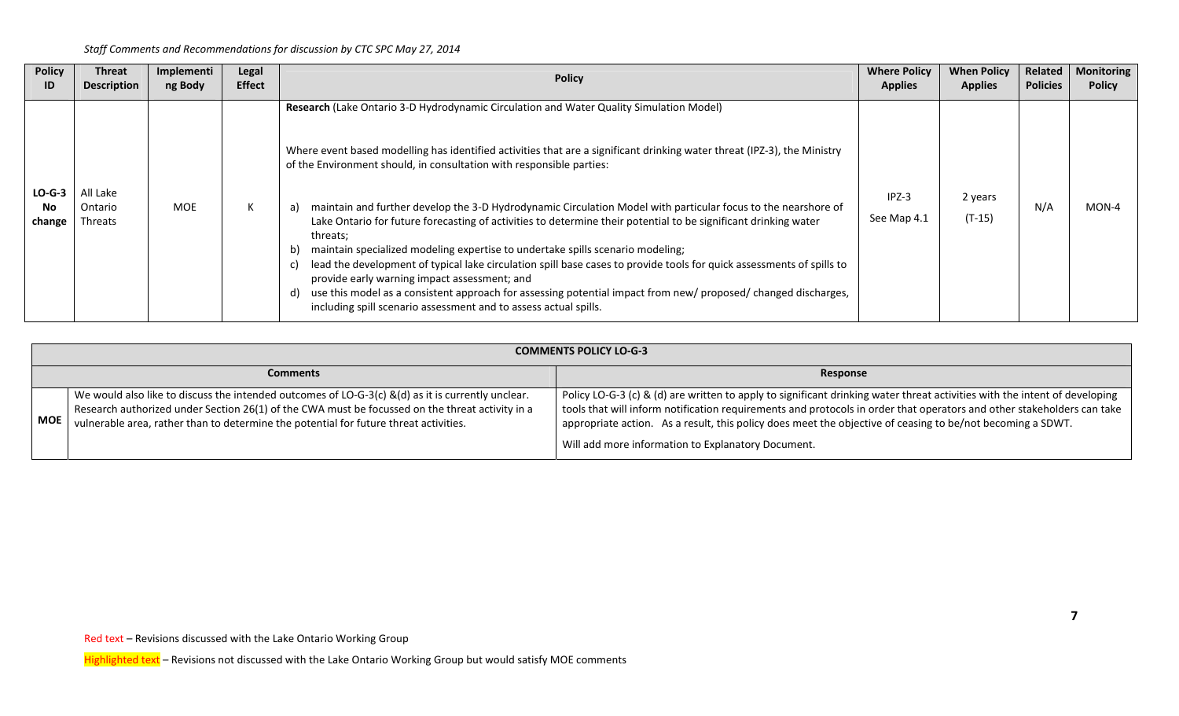*Staff Comments and Recommendations for discussion by CTC SPC May 27, 2014*

| Policy ID | Threat Description | Implementing Body | Legal Effect | Policy | Where Policy Applies | When Policy Applies | Related Policies | Monitoring Policy |
|---|---|---|---|---|---|---|---|---|
| **LO-G-3 No change** | All Lake Ontario Threats | MOE | K | **Research** (Lake Ontario 3-D Hydrodynamic Circulation and Water Quality Simulation Model)<br><br>Where event based modelling has identified activities that are a significant drinking water threat (IPZ-3), the Ministry of the Environment should, in consultation with responsible parties:<br><br>a) maintain and further develop the 3-D Hydrodynamic Circulation Model with particular focus to the nearshore of Lake Ontario for future forecasting of activities to determine their potential to be significant drinking water threats;<br>b) maintain specialized modeling expertise to undertake spills scenario modeling;<br>c) lead the development of typical lake circulation spill base cases to provide tools for quick assessments of spills to provide early warning impact assessment; and<br>d) use this model as a consistent approach for assessing potential impact from new/ proposed/ changed discharges, including spill scenario assessment and to assess actual spills. | IPZ-3<br>See Map 4.1 | 2 years<br>(T-15) | N/A | MON-4 |

| **COMMENTS POLICY LO-G-3** | | |
|---|---|---|
| | **Comments** | **Response** |
| **MOE** | We would also like to discuss the intended outcomes of LO-G-3(c) &(d) as it is currently unclear. Research authorized under Section 26(1) of the CWA must be focussed on the threat activity in a vulnerable area, rather than to determine the potential for future threat activities. | Policy LO-G-3 (c) & (d) are written to apply to significant drinking water threat activities with the intent of developing tools that will inform notification requirements and protocols in order that operators and other stakeholders can take appropriate action. As a result, this policy does meet the objective of ceasing to be/not becoming a SDWT.<br><br>Will add more information to Explanatory Document. |

Red text – Revisions discussed with the Lake Ontario Working Group

Highlighted text – Revisions not discussed with the Lake Ontario Working Group but would satisfy MOE comments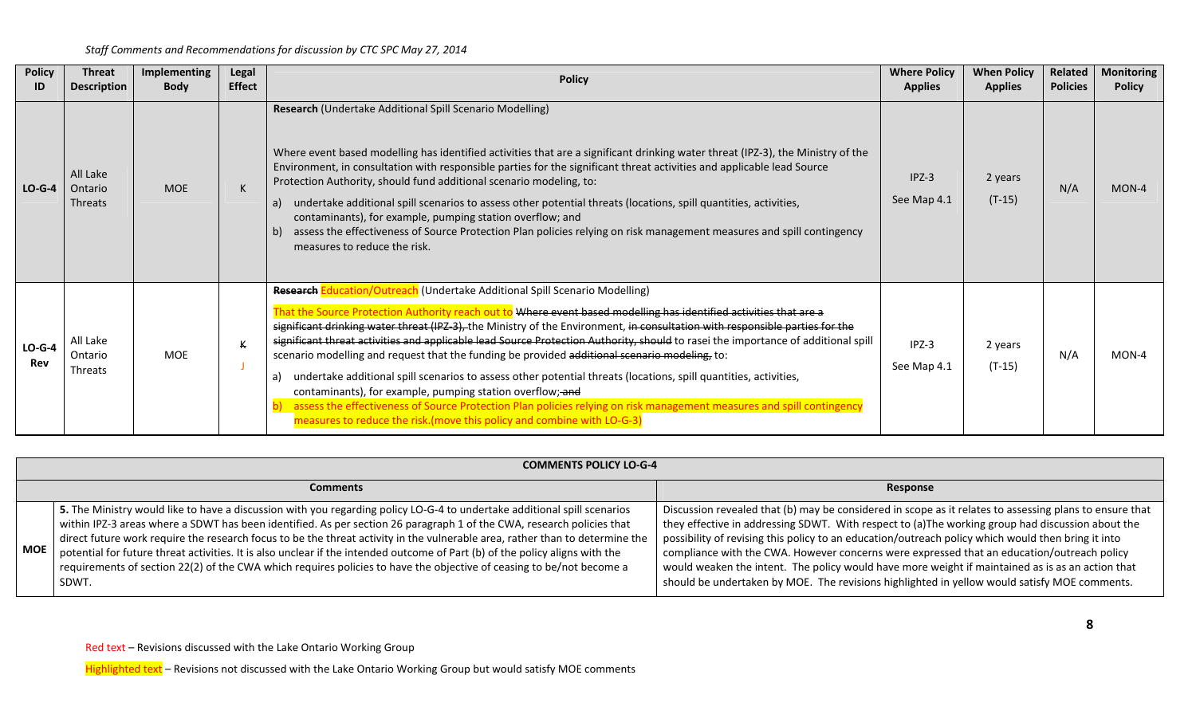*Staff Comments and Recommendations for discussion by CTC SPC May 27, 2014*

| Policy ID | Threat Description | Implementing Body | Legal Effect | Policy | Where Policy Applies | When Policy Applies | Related Policies | Monitoring Policy |
|---|---|---|---|---|---|---|---|---|
| LO-G-4 | All Lake Ontario Threats | MOE | K | **Research** (Undertake Additional Spill Scenario Modelling)<br><br>Where event based modelling has identified activities that are a significant drinking water threat (IPZ-3), the Ministry of the Environment, in consultation with responsible parties for the significant threat activities and applicable lead Source Protection Authority, should fund additional scenario modeling, to:<br>a) undertake additional spill scenarios to assess other potential threats (locations, spill quantities, activities, contaminants), for example, pumping station overflow; and<br>b) assess the effectiveness of Source Protection Plan policies relying on risk management measures and spill contingency measures to reduce the risk. | IPZ-3<br>See Map 4.1 | 2 years<br>(T-15) | N/A | MON-4 |
| LO-G-4 Rev | All Lake Ontario Threats | MOE | ~~K~~<br>J | ~~**Research**~~ Education/Outreach (Undertake Additional Spill Scenario Modelling)<br><br>That the Source Protection Authority reach out to ~~Where event based modelling has identified activities that are a significant drinking water threat (IPZ-3),~~ the Ministry of the Environment, ~~in consultation with responsible parties for the significant threat activities and applicable lead Source Protection Authority, should~~ to rasei the importance of additional spill scenario modelling and request that the funding be provided ~~additional scenario modeling,~~ to:<br>a) undertake additional spill scenarios to assess other potential threats (locations, spill quantities, activities, contaminants), for example, pumping station overflow;~~-and~~<br>b) assess the effectiveness of Source Protection Plan policies relying on risk management measures and spill contingency measures to reduce the risk.(move this policy and combine with LO-G-3) | IPZ-3<br>See Map 4.1 | 2 years<br>(T-15) | N/A | MON-4 |

| COMMENTS POLICY LO-G-4 | | |
|---|---|---|
| | **Comments** | **Response** |
| **MOE** | **5.** The Ministry would like to have a discussion with you regarding policy LO-G-4 to undertake additional spill scenarios within IPZ-3 areas where a SDWT has been identified. As per section 26 paragraph 1 of the CWA, research policies that direct future work require the research focus to be the threat activity in the vulnerable area, rather than to determine the potential for future threat activities. It is also unclear if the intended outcome of Part (b) of the policy aligns with the requirements of section 22(2) of the CWA which requires policies to have the objective of ceasing to be/not become a SDWT. | Discussion revealed that (b) may be considered in scope as it relates to assessing plans to ensure that they effective in addressing SDWT. With respect to (a)The working group had discussion about the possibility of revising this policy to an education/outreach policy which would then bring it into compliance with the CWA. However concerns were expressed that an education/outreach policy would weaken the intent. The policy would have more weight if maintained as is as an action that should be undertaken by MOE. The revisions highlighted in yellow would satisfy MOE comments. |

Red text – Revisions discussed with the Lake Ontario Working Group

Highlighted text – Revisions not discussed with the Lake Ontario Working Group but would satisfy MOE comments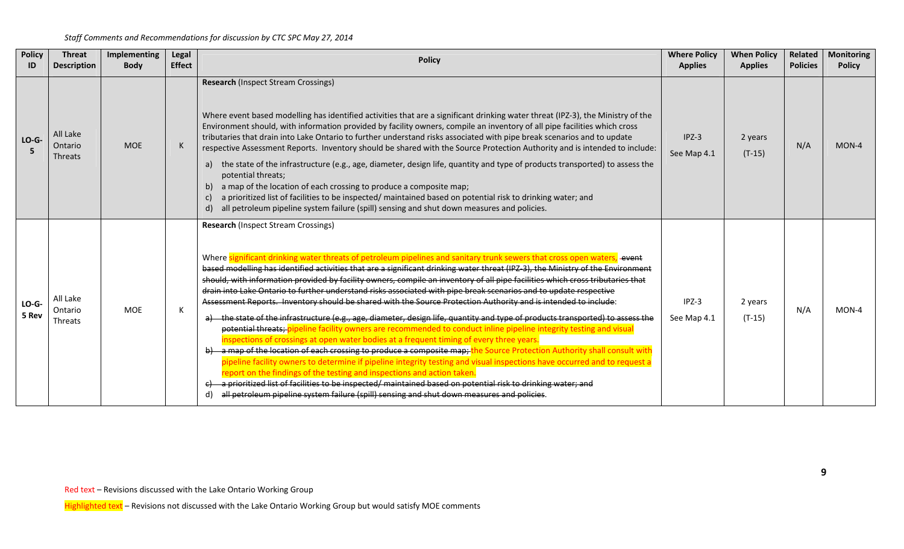*Staff Comments and Recommendations for discussion by CTC SPC May 27, 2014*

| Policy ID | Threat Description | Implementing Body | Legal Effect | Policy | Where Policy Applies | When Policy Applies | Related Policies | Monitoring Policy |
|---|---|---|---|---|---|---|---|---|
| LO-G-5 | All Lake Ontario Threats | MOE | K | **Research** (Inspect Stream Crossings)<br><br>Where event based modelling has identified activities that are a significant drinking water threat (IPZ-3), the Ministry of the Environment should, with information provided by facility owners, compile an inventory of all pipe facilities which cross tributaries that drain into Lake Ontario to further understand risks associated with pipe break scenarios and to update respective Assessment Reports. Inventory should be shared with the Source Protection Authority and is intended to include:<br>a) the state of the infrastructure (e.g., age, diameter, design life, quantity and type of products transported) to assess the potential threats;<br>b) a map of the location of each crossing to produce a composite map;<br>c) a prioritized list of facilities to be inspected/ maintained based on potential risk to drinking water; and<br>d) all petroleum pipeline system failure (spill) sensing and shut down measures and policies. | IPZ-3<br>See Map 4.1 | 2 years<br>(T-15) | N/A | MON-4 |
| LO-G-5 Rev | All Lake Ontario Threats | MOE | K | **Research** (Inspect Stream Crossings)<br><br>Where significant drinking water threats of petroleum pipelines and sanitary trunk sewers that cross open waters, ~~event based modelling has identified activities that are a significant drinking water threat (IPZ-3), the Ministry of the Environment should, with information provided by facility owners, compile an inventory of all pipe facilities which cross tributaries that drain into Lake Ontario to further understand risks associated with pipe break scenarios and to update respective Assessment Reports. Inventory should be shared with the Source Protection Authority and is intended to include~~:<br>a) ~~the state of the infrastructure (e.g., age, diameter, design life, quantity and type of products transported) to assess the potential threats;~~ pipeline facility owners are recommended to conduct inline pipeline integrity testing and visual inspections of crossings at open water bodies at a frequent timing of every three years.<br>b) ~~a map of the location of each crossing to produce a composite map;~~ the Source Protection Authority shall consult with pipeline facility owners to determine if pipeline integrity testing and visual inspections have occurred and to request a report on the findings of the testing and inspections and action taken.<br>~~c) a prioritized list of facilities to be inspected/ maintained based on potential risk to drinking water; and~~<br>d) ~~all petroleum pipeline system failure (spill) sensing and shut down measures and policies~~. | IPZ-3<br>See Map 4.1 | 2 years<br>(T-15) | N/A | MON-4 |

Red text – Revisions discussed with the Lake Ontario Working Group

Highlighted text – Revisions not discussed with the Lake Ontario Working Group but would satisfy MOE comments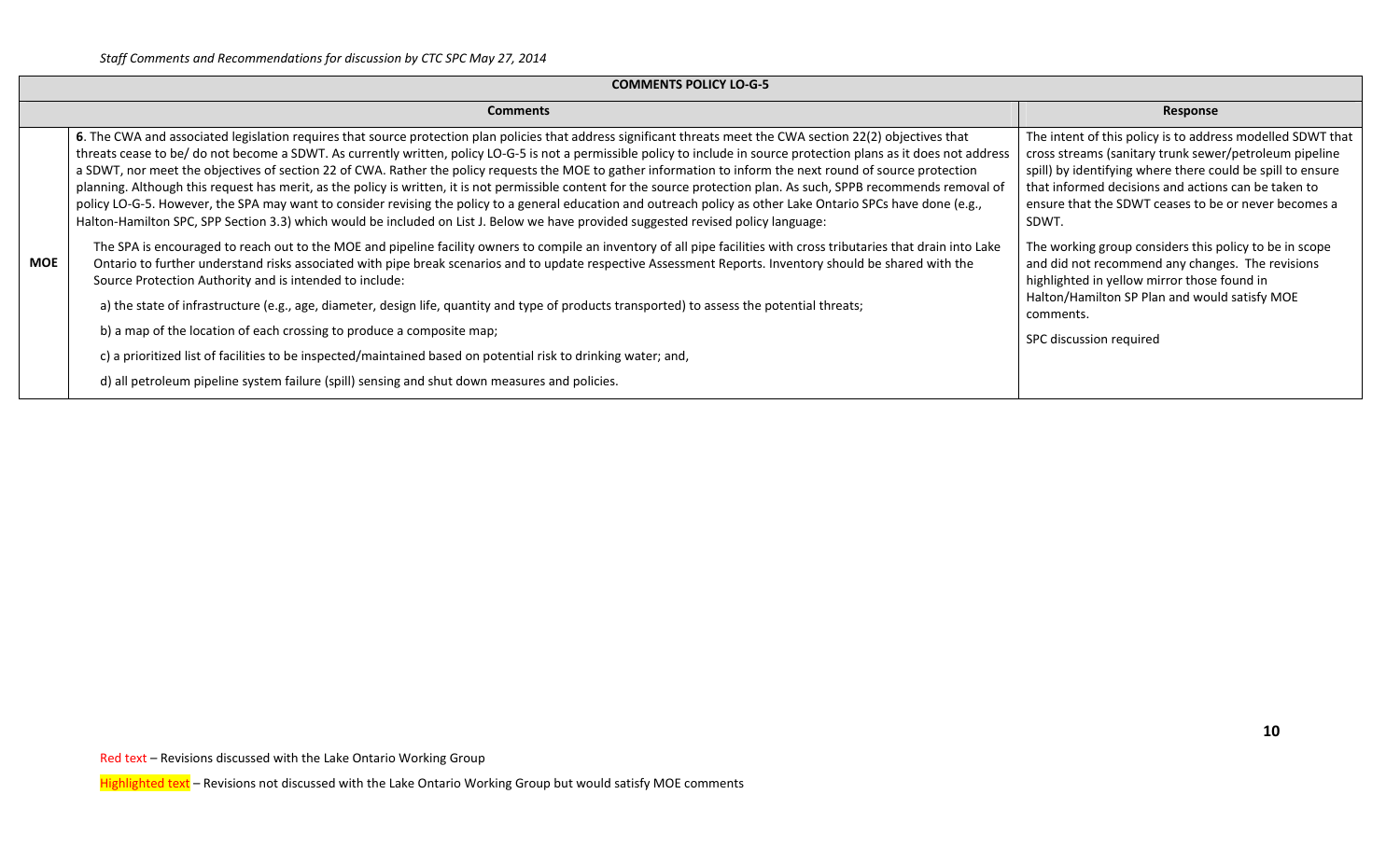*Staff Comments and Recommendations for discussion by CTC SPC May 27, 2014*

| COMMENTS POLICY LO-G-5 | | |
|---|---|---|
| | **Comments** | **Response** |
| **MOE** | **6**. The CWA and associated legislation requires that source protection plan policies that address significant threats meet the CWA section 22(2) objectives that threats cease to be/ do not become a SDWT. As currently written, policy LO-G-5 is not a permissible policy to include in source protection plans as it does not address a SDWT, nor meet the objectives of section 22 of CWA. Rather the policy requests the MOE to gather information to inform the next round of source protection planning. Although this request has merit, as the policy is written, it is not permissible content for the source protection plan. As such, SPPB recommends removal of policy LO-G-5. However, the SPA may want to consider revising the policy to a general education and outreach policy as other Lake Ontario SPCs have done (e.g., Halton-Hamilton SPC, SPP Section 3.3) which would be included on List J. Below we have provided suggested revised policy language:<br><br>The SPA is encouraged to reach out to the MOE and pipeline facility owners to compile an inventory of all pipe facilities with cross tributaries that drain into Lake Ontario to further understand risks associated with pipe break scenarios and to update respective Assessment Reports. Inventory should be shared with the Source Protection Authority and is intended to include:<br><br>a) the state of infrastructure (e.g., age, diameter, design life, quantity and type of products transported) to assess the potential threats;<br><br>b) a map of the location of each crossing to produce a composite map;<br><br>c) a prioritized list of facilities to be inspected/maintained based on potential risk to drinking water; and,<br><br>d) all petroleum pipeline system failure (spill) sensing and shut down measures and policies. | The intent of this policy is to address modelled SDWT that cross streams (sanitary trunk sewer/petroleum pipeline spill) by identifying where there could be spill to ensure that informed decisions and actions can be taken to ensure that the SDWT ceases to be or never becomes a SDWT.<br><br>The working group considers this policy to be in scope and did not recommend any changes. The revisions highlighted in yellow mirror those found in Halton/Hamilton SP Plan and would satisfy MOE comments.<br><br>SPC discussion required |

Red text – Revisions discussed with the Lake Ontario Working Group

Highlighted text – Revisions not discussed with the Lake Ontario Working Group but would satisfy MOE comments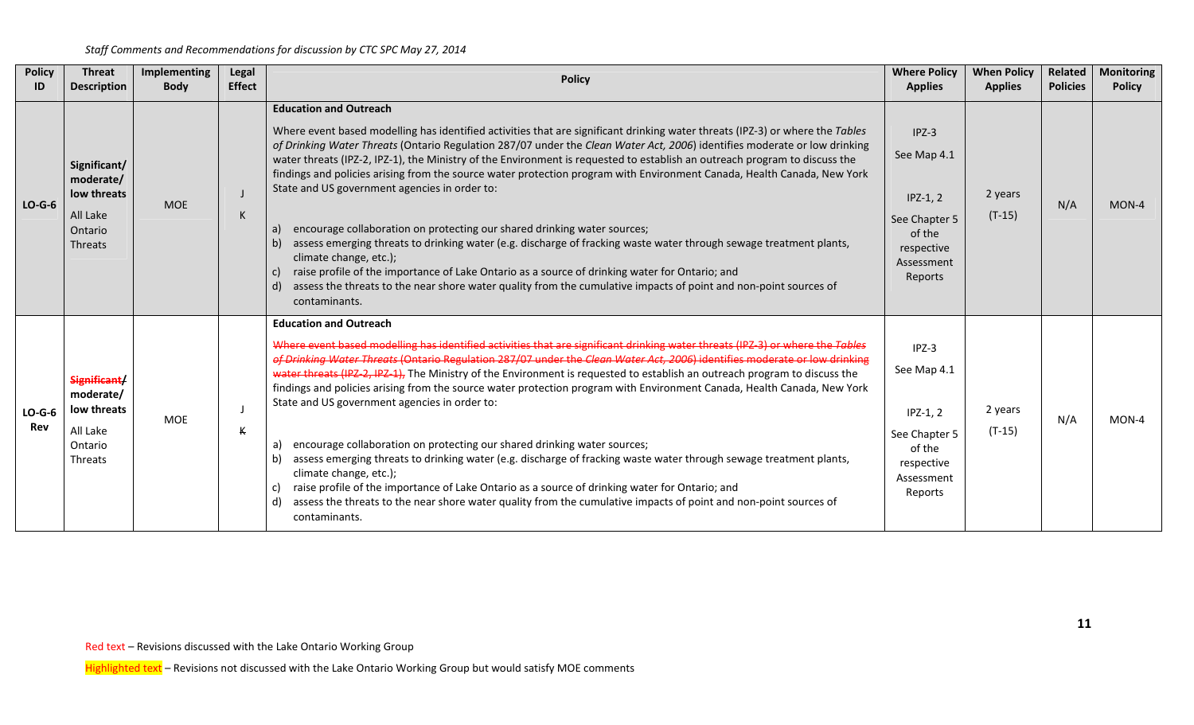*Staff Comments and Recommendations for discussion by CTC SPC May 27, 2014*

| Policy ID | Threat Description | Implementing Body | Legal Effect | Policy | Where Policy Applies | When Policy Applies | Related Policies | Monitoring Policy |
|---|---|---|---|---|---|---|---|---|
| **LO-G-6** | **Significant/ moderate/ low threats**<br><br>All Lake Ontario Threats | MOE | J<br><br>K | **Education and Outreach**<br><br>Where event based modelling has identified activities that are significant drinking water threats (IPZ-3) or where the *Tables of Drinking Water Threats* (Ontario Regulation 287/07 under the *Clean Water Act, 2006*) identifies moderate or low drinking water threats (IPZ-2, IPZ-1), the Ministry of the Environment is requested to establish an outreach program to discuss the findings and policies arising from the source water protection program with Environment Canada, Health Canada, New York State and US government agencies in order to:<br><br>a) encourage collaboration on protecting our shared drinking water sources;<br>b) assess emerging threats to drinking water (e.g. discharge of fracking waste water through sewage treatment plants, climate change, etc.);<br>c) raise profile of the importance of Lake Ontario as a source of drinking water for Ontario; and<br>d) assess the threats to the near shore water quality from the cumulative impacts of point and non-point sources of contaminants. | IPZ-3<br><br>See Map 4.1<br><br>IPZ-1, 2<br><br>See Chapter 5 of the respective Assessment Reports | 2 years<br><br>(T-15) | N/A | MON-4 |
| **LO-G-6 Rev** | ~~**Significant/**~~ **moderate/ low threats**<br><br>All Lake Ontario Threats | MOE | J<br><br>~~K~~ | **Education and Outreach**<br><br>~~Where event based modelling has identified activities that are significant drinking water threats (IPZ-3) or where the *Tables of Drinking Water Threats* (Ontario Regulation 287/07 under the *Clean Water Act, 2006*) identifies moderate or low drinking water threats (IPZ-2, IPZ-1),~~ The Ministry of the Environment is requested to establish an outreach program to discuss the findings and policies arising from the source water protection program with Environment Canada, Health Canada, New York State and US government agencies in order to:<br><br>a) encourage collaboration on protecting our shared drinking water sources;<br>b) assess emerging threats to drinking water (e.g. discharge of fracking waste water through sewage treatment plants, climate change, etc.);<br>c) raise profile of the importance of Lake Ontario as a source of drinking water for Ontario; and<br>d) assess the threats to the near shore water quality from the cumulative impacts of point and non-point sources of contaminants. | IPZ-3<br><br>See Map 4.1<br><br>IPZ-1, 2<br><br>See Chapter 5 of the respective Assessment Reports | 2 years<br><br>(T-15) | N/A | MON-4 |

Red text – Revisions discussed with the Lake Ontario Working Group

Highlighted text – Revisions not discussed with the Lake Ontario Working Group but would satisfy MOE comments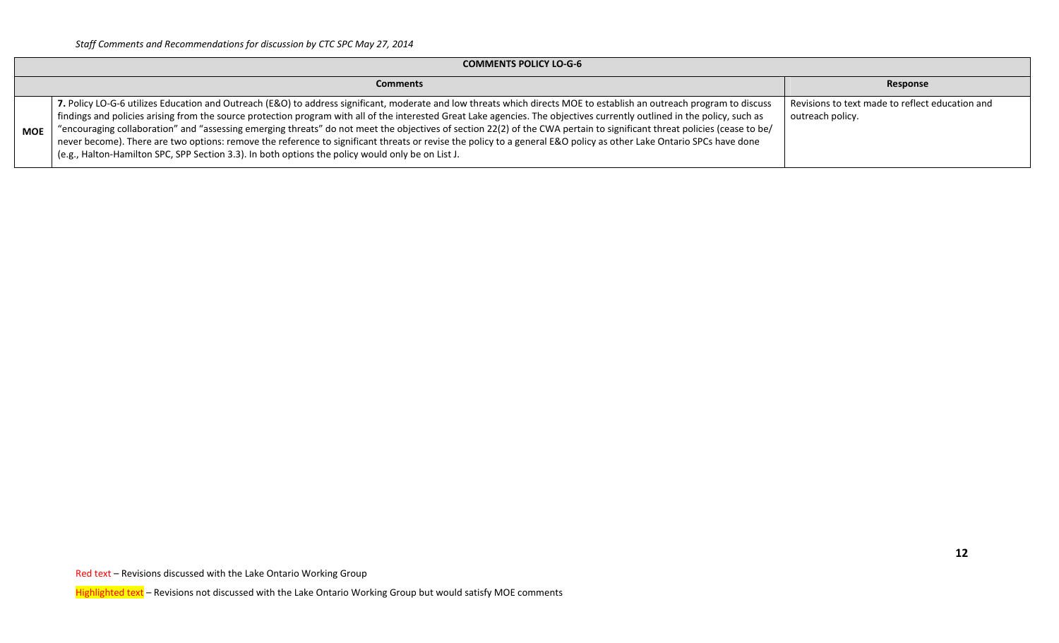*Staff Comments and Recommendations for discussion by CTC SPC May 27, 2014*

| COMMENTS POLICY LO-G-6 | | |
|---|---|---|
| | **Comments** | **Response** |
| **MOE** | **7.** Policy LO-G-6 utilizes Education and Outreach (E&O) to address significant, moderate and low threats which directs MOE to establish an outreach program to discuss findings and policies arising from the source protection program with all of the interested Great Lake agencies. The objectives currently outlined in the policy, such as "encouraging collaboration" and "assessing emerging threats" do not meet the objectives of section 22(2) of the CWA pertain to significant threat policies (cease to be/ never become). There are two options: remove the reference to significant threats or revise the policy to a general E&O policy as other Lake Ontario SPCs have done (e.g., Halton-Hamilton SPC, SPP Section 3.3). In both options the policy would only be on List J. | Revisions to text made to reflect education and outreach policy. |

Red text – Revisions discussed with the Lake Ontario Working Group

Highlighted text – Revisions not discussed with the Lake Ontario Working Group but would satisfy MOE comments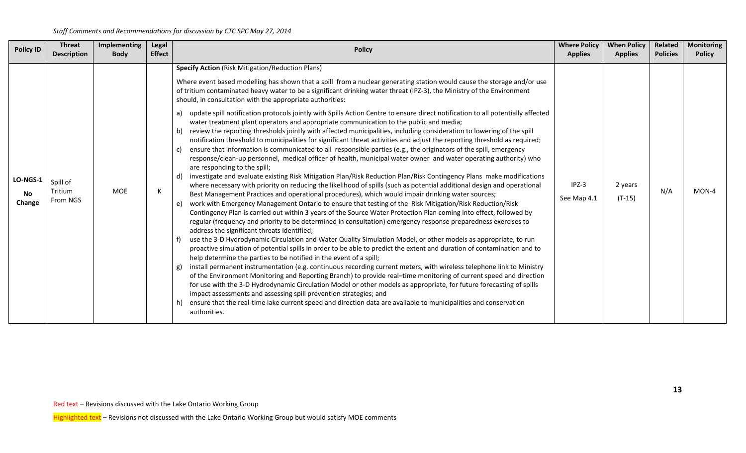*Staff Comments and Recommendations for discussion by CTC SPC May 27, 2014*

| Policy ID | Threat Description | Implementing Body | Legal Effect | Policy | Where Policy Applies | When Policy Applies | Related Policies | Monitoring Policy |
|---|---|---|---|---|---|---|---|---|
| LO-NGS-1 **No Change** | Spill of Tritium From NGS | MOE | K | **Specify Action** (Risk Mitigation/Reduction Plans)<br><br>Where event based modelling has shown that a spill from a nuclear generating station would cause the storage and/or use of tritium contaminated heavy water to be a significant drinking water threat (IPZ-3), the Ministry of the Environment should, in consultation with the appropriate authorities:<br><br>a) update spill notification protocols jointly with Spills Action Centre to ensure direct notification to all potentially affected water treatment plant operators and appropriate communication to the public and media;<br>b) review the reporting thresholds jointly with affected municipalities, including consideration to lowering of the spill notification threshold to municipalities for significant threat activities and adjust the reporting threshold as required;<br>c) ensure that information is communicated to all responsible parties (e.g., the originators of the spill, emergency response/clean-up personnel, medical officer of health, municipal water owner and water operating authority) who are responding to the spill;<br>d) investigate and evaluate existing Risk Mitigation Plan/Risk Reduction Plan/Risk Contingency Plans make modifications where necessary with priority on reducing the likelihood of spills (such as potential additional design and operational Best Management Practices and operational procedures), which would impair drinking water sources;<br>e) work with Emergency Management Ontario to ensure that testing of the Risk Mitigation/Risk Reduction/Risk Contingency Plan is carried out within 3 years of the Source Water Protection Plan coming into effect, followed by regular (frequency and priority to be determined in consultation) emergency response preparedness exercises to address the significant threats identified;<br>f) use the 3-D Hydrodynamic Circulation and Water Quality Simulation Model, or other models as appropriate, to run proactive simulation of potential spills in order to be able to predict the extent and duration of contamination and to help determine the parties to be notified in the event of a spill;<br>g) install permanent instrumentation (e.g. continuous recording current meters, with wireless telephone link to Ministry of the Environment Monitoring and Reporting Branch) to provide real–time monitoring of current speed and direction for use with the 3-D Hydrodynamic Circulation Model or other models as appropriate, for future forecasting of spills impact assessments and assessing spill prevention strategies; and<br>h) ensure that the real-time lake current speed and direction data are available to municipalities and conservation authorities. | IPZ-3<br>See Map 4.1 | 2 years<br>(T-15) | N/A | MON-4 |

Red text – Revisions discussed with the Lake Ontario Working Group

Highlighted text – Revisions not discussed with the Lake Ontario Working Group but would satisfy MOE comments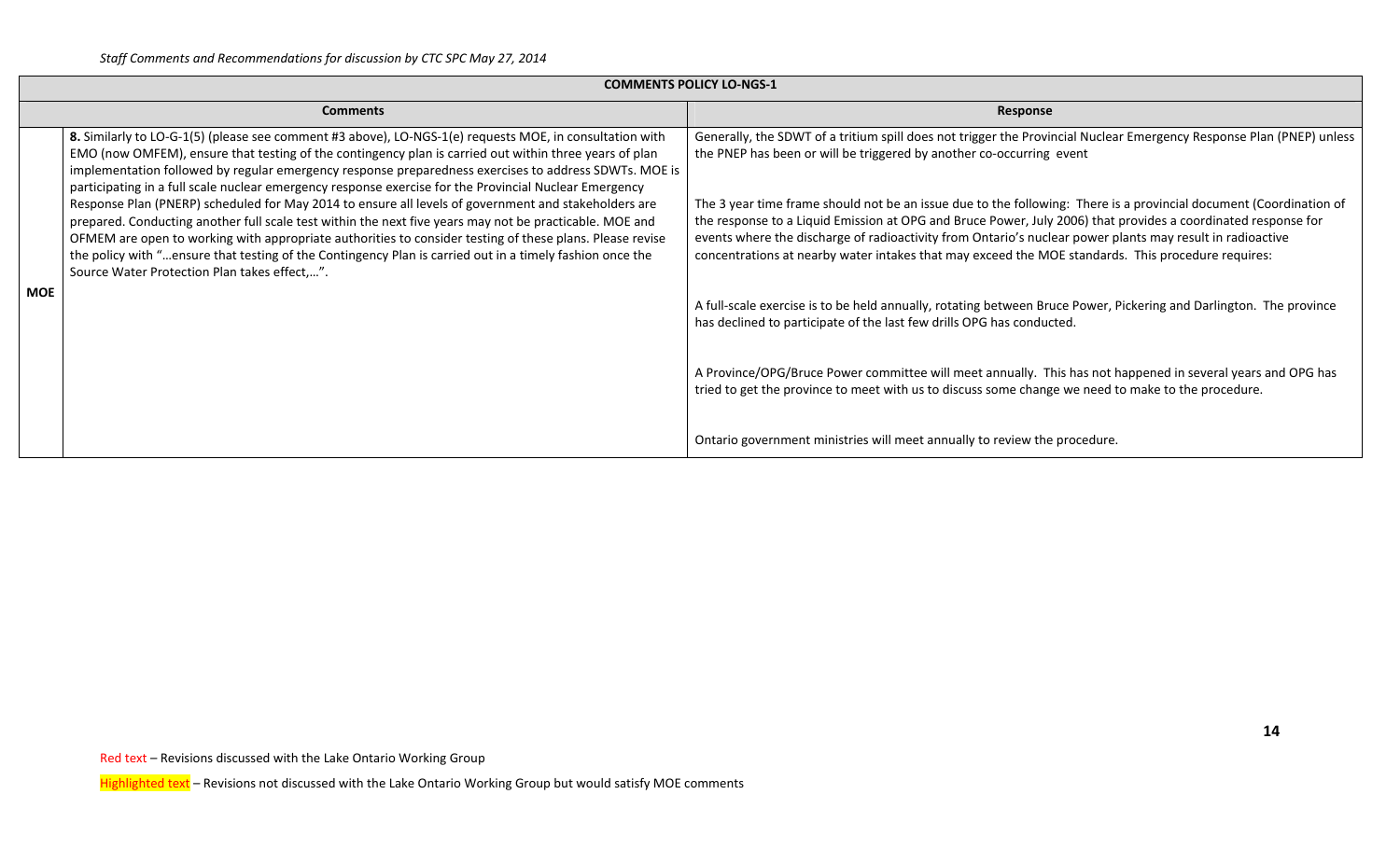*Staff Comments and Recommendations for discussion by CTC SPC May 27, 2014*

| COMMENTS POLICY LO-NGS-1 | | |
|---|---|---|
| | **Comments** | **Response** |
| **MOE** | **8.** Similarly to LO-G-1(5) (please see comment #3 above), LO-NGS-1(e) requests MOE, in consultation with EMO (now OMFEM), ensure that testing of the contingency plan is carried out within three years of plan implementation followed by regular emergency response preparedness exercises to address SDWTs. MOE is participating in a full scale nuclear emergency response exercise for the Provincial Nuclear Emergency Response Plan (PNERP) scheduled for May 2014 to ensure all levels of government and stakeholders are prepared. Conducting another full scale test within the next five years may not be practicable. MOE and OFMEM are open to working with appropriate authorities to consider testing of these plans. Please revise the policy with "…ensure that testing of the Contingency Plan is carried out in a timely fashion once the Source Water Protection Plan takes effect,…". | Generally, the SDWT of a tritium spill does not trigger the Provincial Nuclear Emergency Response Plan (PNEP) unless the PNEP has been or will be triggered by another co-occurring event<br><br>The 3 year time frame should not be an issue due to the following: There is a provincial document (Coordination of the response to a Liquid Emission at OPG and Bruce Power, July 2006) that provides a coordinated response for events where the discharge of radioactivity from Ontario's nuclear power plants may result in radioactive concentrations at nearby water intakes that may exceed the MOE standards. This procedure requires:<br><br>A full-scale exercise is to be held annually, rotating between Bruce Power, Pickering and Darlington. The province has declined to participate of the last few drills OPG has conducted.<br><br>A Province/OPG/Bruce Power committee will meet annually. This has not happened in several years and OPG has tried to get the province to meet with us to discuss some change we need to make to the procedure.<br><br>Ontario government ministries will meet annually to review the procedure. |

Red text – Revisions discussed with the Lake Ontario Working Group

Highlighted text – Revisions not discussed with the Lake Ontario Working Group but would satisfy MOE comments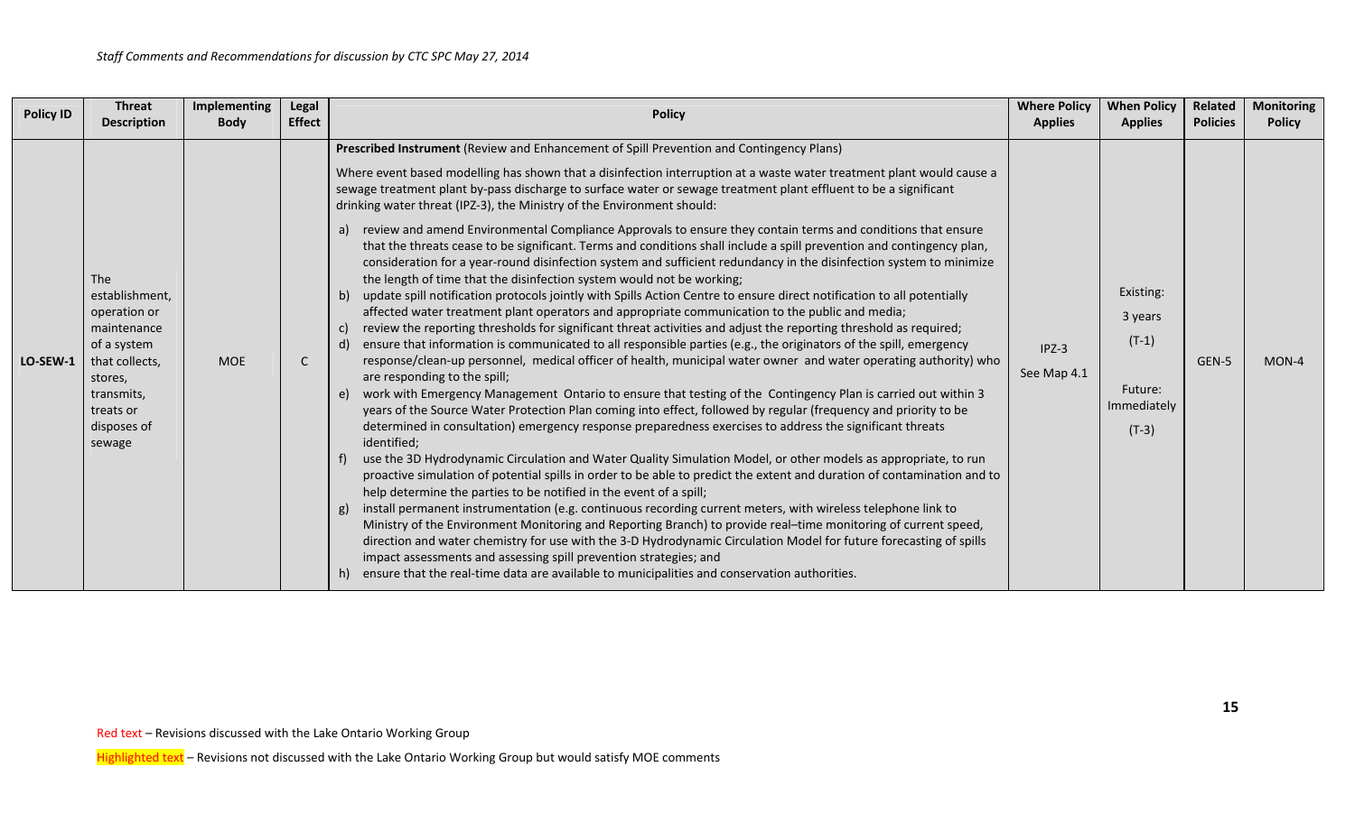*Staff Comments and Recommendations for discussion by CTC SPC May 27, 2014*

| Policy ID | Threat Description | Implementing Body | Legal Effect | Policy | Where Policy Applies | When Policy Applies | Related Policies | Monitoring Policy |
|---|---|---|---|---|---|---|---|---|
| LO-SEW-1 | The establishment, operation or maintenance of a system that collects, stores, transmits, treats or disposes of sewage | MOE | C | **Prescribed Instrument** (Review and Enhancement of Spill Prevention and Contingency Plans)<br><br>Where event based modelling has shown that a disinfection interruption at a waste water treatment plant would cause a sewage treatment plant by-pass discharge to surface water or sewage treatment plant effluent to be a significant drinking water threat (IPZ-3), the Ministry of the Environment should:<br><br>a) review and amend Environmental Compliance Approvals to ensure they contain terms and conditions that ensure that the threats cease to be significant. Terms and conditions shall include a spill prevention and contingency plan, consideration for a year-round disinfection system and sufficient redundancy in the disinfection system to minimize the length of time that the disinfection system would not be working;<br>b) update spill notification protocols jointly with Spills Action Centre to ensure direct notification to all potentially affected water treatment plant operators and appropriate communication to the public and media;<br>c) review the reporting thresholds for significant threat activities and adjust the reporting threshold as required;<br>d) ensure that information is communicated to all responsible parties (e.g., the originators of the spill, emergency response/clean-up personnel, medical officer of health, municipal water owner and water operating authority) who are responding to the spill;<br>e) work with Emergency Management Ontario to ensure that testing of the Contingency Plan is carried out within 3 years of the Source Water Protection Plan coming into effect, followed by regular (frequency and priority to be determined in consultation) emergency response preparedness exercises to address the significant threats identified;<br>f) use the 3D Hydrodynamic Circulation and Water Quality Simulation Model, or other models as appropriate, to run proactive simulation of potential spills in order to be able to predict the extent and duration of contamination and to help determine the parties to be notified in the event of a spill;<br>g) install permanent instrumentation (e.g. continuous recording current meters, with wireless telephone link to Ministry of the Environment Monitoring and Reporting Branch) to provide real–time monitoring of current speed, direction and water chemistry for use with the 3-D Hydrodynamic Circulation Model for future forecasting of spills impact assessments and assessing spill prevention strategies; and<br>h) ensure that the real-time data are available to municipalities and conservation authorities. | IPZ-3<br><br>See Map 4.1 | Existing:<br>3 years<br>(T-1)<br><br>Future:<br>Immediately<br>(T-3) | GEN-5 | MON-4 |

Red text – Revisions discussed with the Lake Ontario Working Group

Highlighted text – Revisions not discussed with the Lake Ontario Working Group but would satisfy MOE comments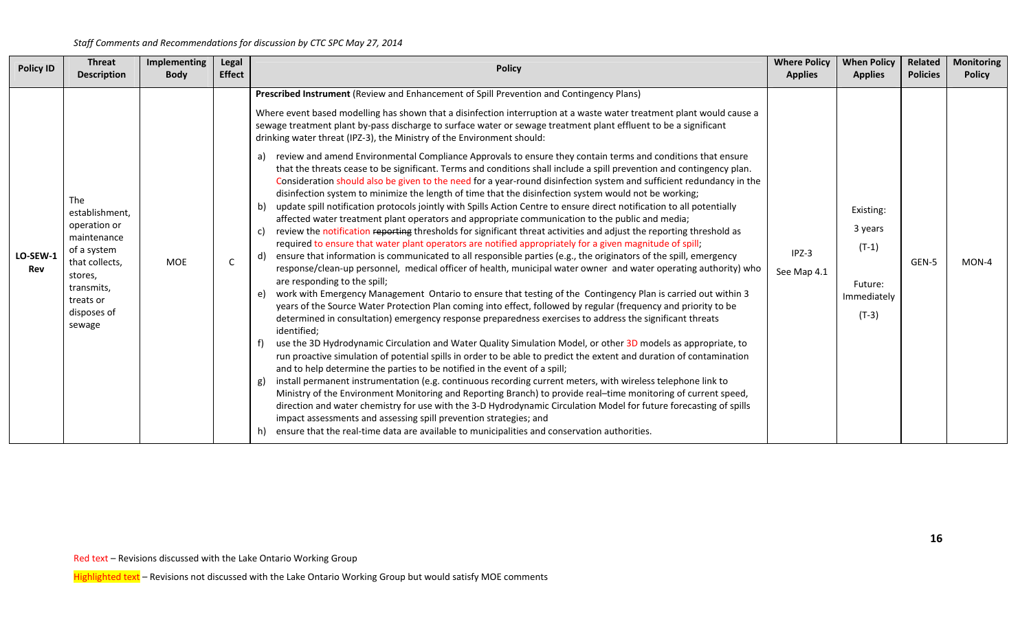*Staff Comments and Recommendations for discussion by CTC SPC May 27, 2014*

| Policy ID | Threat Description | Implementing Body | Legal Effect | Policy | Where Policy Applies | When Policy Applies | Related Policies | Monitoring Policy |
|---|---|---|---|---|---|---|---|---|
| **LO-SEW-1 Rev** | The establishment, operation or maintenance of a system that collects, stores, transmits, treats or disposes of sewage | MOE | C | Prescribed Instrument (Review and Enhancement of Spill Prevention and Contingency Plans)<br><br>Where event based modelling has shown that a disinfection interruption at a waste water treatment plant would cause a sewage treatment plant by-pass discharge to surface water or sewage treatment plant effluent to be a significant drinking water threat (IPZ-3), the Ministry of the Environment should:<br><br>a) review and amend Environmental Compliance Approvals to ensure they contain terms and conditions that ensure that the threats cease to be significant. Terms and conditions shall include a spill prevention and contingency plan. Consideration should also be given to the need for a year-round disinfection system and sufficient redundancy in the disinfection system to minimize the length of time that the disinfection system would not be working;<br>b) update spill notification protocols jointly with Spills Action Centre to ensure direct notification to all potentially affected water treatment plant operators and appropriate communication to the public and media;<br>c) review the notification ~~reporting~~ thresholds for significant threat activities and adjust the reporting threshold as required to ensure that water plant operators are notified appropriately for a given magnitude of spill;<br>d) ensure that information is communicated to all responsible parties (e.g., the originators of the spill, emergency response/clean-up personnel, medical officer of health, municipal water owner and water operating authority) who are responding to the spill;<br>e) work with Emergency Management Ontario to ensure that testing of the Contingency Plan is carried out within 3 years of the Source Water Protection Plan coming into effect, followed by regular (frequency and priority to be determined in consultation) emergency response preparedness exercises to address the significant threats identified;<br>f) use the 3D Hydrodynamic Circulation and Water Quality Simulation Model, or other 3D models as appropriate, to run proactive simulation of potential spills in order to be able to predict the extent and duration of contamination and to help determine the parties to be notified in the event of a spill;<br>g) install permanent instrumentation (e.g. continuous recording current meters, with wireless telephone link to Ministry of the Environment Monitoring and Reporting Branch) to provide real–time monitoring of current speed, direction and water chemistry for use with the 3-D Hydrodynamic Circulation Model for future forecasting of spills impact assessments and assessing spill prevention strategies; and<br>h) ensure that the real-time data are available to municipalities and conservation authorities. | IPZ-3<br><br>See Map 4.1 | Existing:<br>3 years<br>(T-1)<br><br>Future:<br>Immediately<br>(T-3) | GEN-5 | MON-4 |

Red text – Revisions discussed with the Lake Ontario Working Group

Highlighted text – Revisions not discussed with the Lake Ontario Working Group but would satisfy MOE comments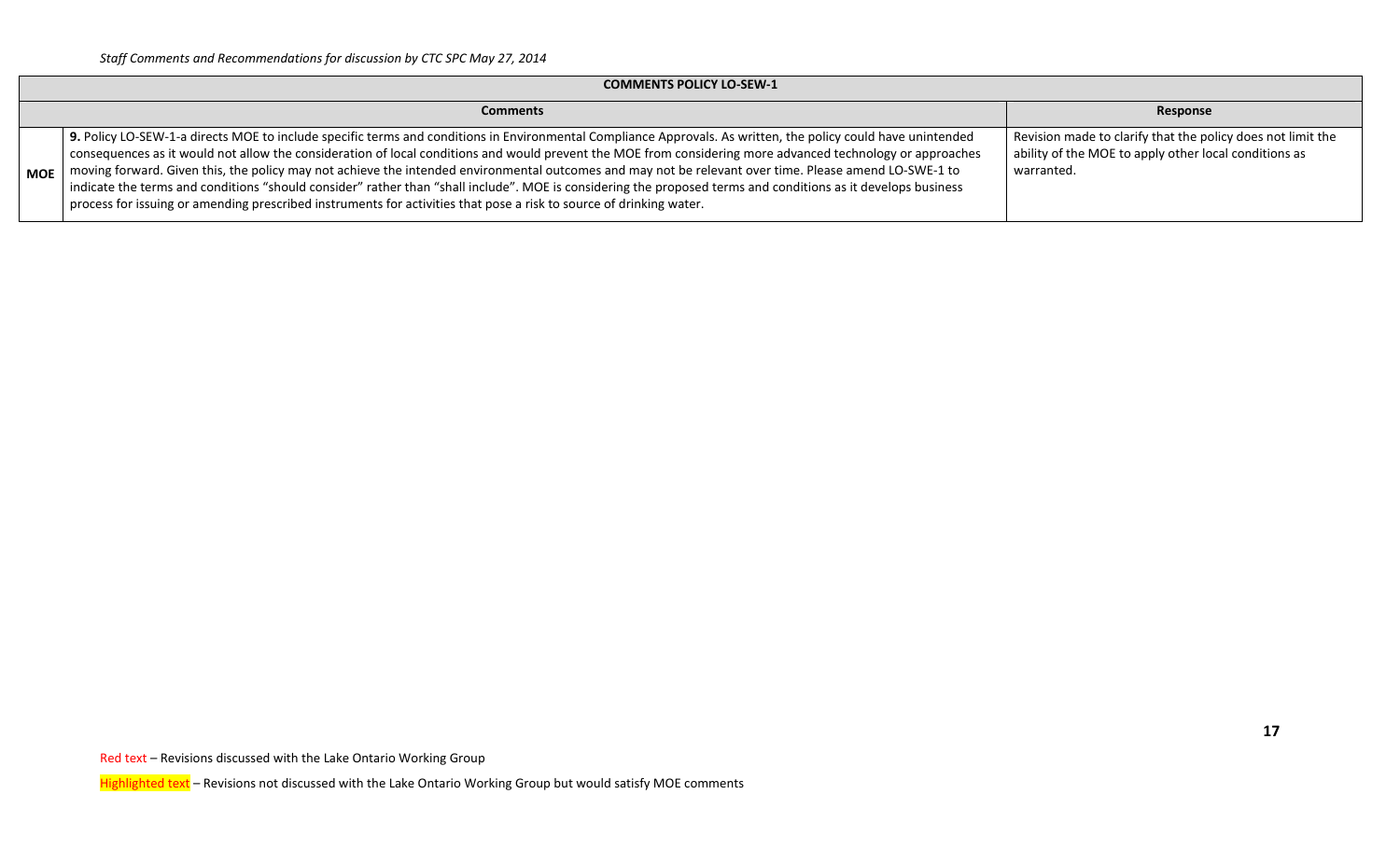*Staff Comments and Recommendations for discussion by CTC SPC May 27, 2014*

| COMMENTS POLICY LO-SEW-1 | | |
|---|---|---|
| | **Comments** | **Response** |
| **MOE** | **9.** Policy LO-SEW-1-a directs MOE to include specific terms and conditions in Environmental Compliance Approvals. As written, the policy could have unintended consequences as it would not allow the consideration of local conditions and would prevent the MOE from considering more advanced technology or approaches moving forward. Given this, the policy may not achieve the intended environmental outcomes and may not be relevant over time. Please amend LO-SWE-1 to indicate the terms and conditions "should consider" rather than "shall include". MOE is considering the proposed terms and conditions as it develops business process for issuing or amending prescribed instruments for activities that pose a risk to source of drinking water. | Revision made to clarify that the policy does not limit the ability of the MOE to apply other local conditions as warranted. |

Red text – Revisions discussed with the Lake Ontario Working Group

Highlighted text – Revisions not discussed with the Lake Ontario Working Group but would satisfy MOE comments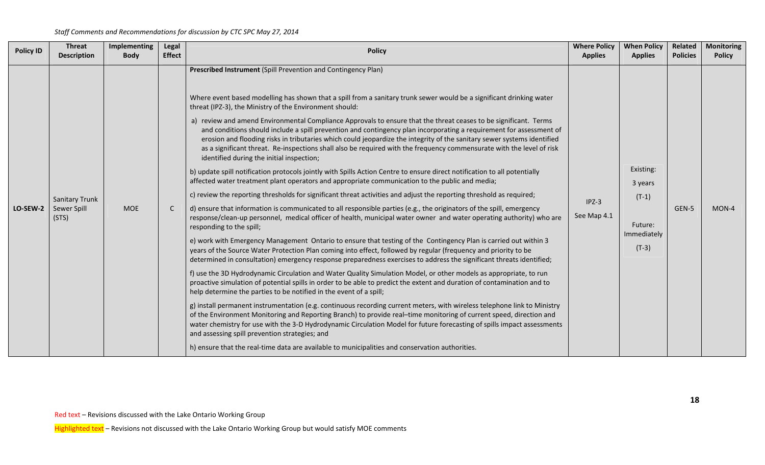*Staff Comments and Recommendations for discussion by CTC SPC May 27, 2014*

| Policy ID | Threat Description | Implementing Body | Legal Effect | Policy | Where Policy Applies | When Policy Applies | Related Policies | Monitoring Policy |
|---|---|---|---|---|---|---|---|---|
| LO-SEW-2 | Sanitary Trunk Sewer Spill (STS) | MOE | C | **Prescribed Instrument** (Spill Prevention and Contingency Plan)<br><br>Where event based modelling has shown that a spill from a sanitary trunk sewer would be a significant drinking water threat (IPZ-3), the Ministry of the Environment should:<br><br>a) review and amend Environmental Compliance Approvals to ensure that the threat ceases to be significant. Terms and conditions should include a spill prevention and contingency plan incorporating a requirement for assessment of erosion and flooding risks in tributaries which could jeopardize the integrity of the sanitary sewer systems identified as a significant threat. Re-inspections shall also be required with the frequency commensurate with the level of risk identified during the initial inspection;<br><br>b) update spill notification protocols jointly with Spills Action Centre to ensure direct notification to all potentially affected water treatment plant operators and appropriate communication to the public and media;<br><br>c) review the reporting thresholds for significant threat activities and adjust the reporting threshold as required;<br><br>d) ensure that information is communicated to all responsible parties (e.g., the originators of the spill, emergency response/clean-up personnel, medical officer of health, municipal water owner and water operating authority) who are responding to the spill;<br><br>e) work with Emergency Management Ontario to ensure that testing of the Contingency Plan is carried out within 3 years of the Source Water Protection Plan coming into effect, followed by regular (frequency and priority to be determined in consultation) emergency response preparedness exercises to address the significant threats identified;<br><br>f) use the 3D Hydrodynamic Circulation and Water Quality Simulation Model, or other models as appropriate, to run proactive simulation of potential spills in order to be able to predict the extent and duration of contamination and to help determine the parties to be notified in the event of a spill;<br><br>g) install permanent instrumentation (e.g. continuous recording current meters, with wireless telephone link to Ministry of the Environment Monitoring and Reporting Branch) to provide real–time monitoring of current speed, direction and water chemistry for use with the 3-D Hydrodynamic Circulation Model for future forecasting of spills impact assessments and assessing spill prevention strategies; and<br><br>h) ensure that the real-time data are available to municipalities and conservation authorities. | IPZ-3<br><br>See Map 4.1 | Existing:<br>3 years<br>(T-1)<br><br>Future:<br>Immediately<br>(T-3) | GEN-5 | MON-4 |

Red text – Revisions discussed with the Lake Ontario Working Group

Highlighted text – Revisions not discussed with the Lake Ontario Working Group but would satisfy MOE comments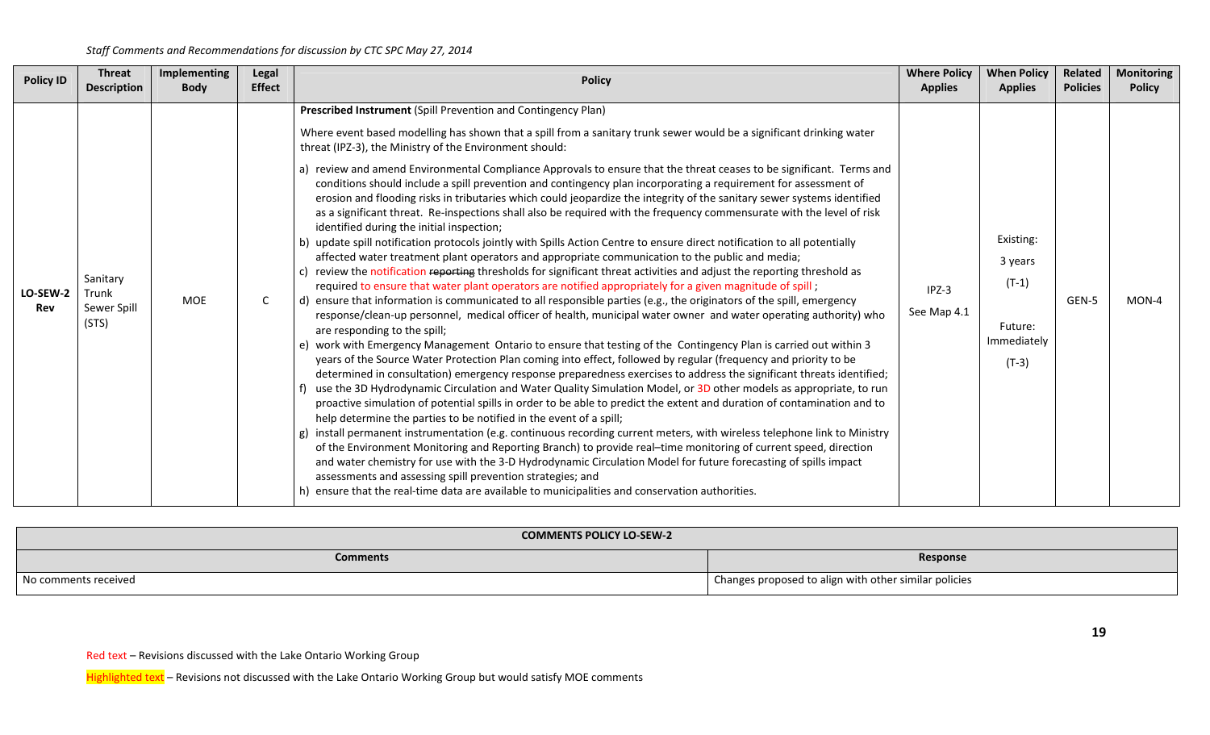*Staff Comments and Recommendations for discussion by CTC SPC May 27, 2014*

| Policy ID | Threat Description | Implementing Body | Legal Effect | Policy | Where Policy Applies | When Policy Applies | Related Policies | Monitoring Policy |
|---|---|---|---|---|---|---|---|---|
| **LO-SEW-2 Rev** | Sanitary Trunk Sewer Spill (STS) | MOE | C | **Prescribed Instrument** (Spill Prevention and Contingency Plan)<br><br>Where event based modelling has shown that a spill from a sanitary trunk sewer would be a significant drinking water threat (IPZ-3), the Ministry of the Environment should:<br><br>a) review and amend Environmental Compliance Approvals to ensure that the threat ceases to be significant. Terms and conditions should include a spill prevention and contingency plan incorporating a requirement for assessment of erosion and flooding risks in tributaries which could jeopardize the integrity of the sanitary sewer systems identified as a significant threat. Re-inspections shall also be required with the frequency commensurate with the level of risk identified during the initial inspection;<br>b) update spill notification protocols jointly with Spills Action Centre to ensure direct notification to all potentially affected water treatment plant operators and appropriate communication to the public and media;<br>c) review the notification ~~reporting~~ thresholds for significant threat activities and adjust the reporting threshold as required to ensure that water plant operators are notified appropriately for a given magnitude of spill ;<br>d) ensure that information is communicated to all responsible parties (e.g., the originators of the spill, emergency response/clean-up personnel, medical officer of health, municipal water owner and water operating authority) who are responding to the spill;<br>e) work with Emergency Management Ontario to ensure that testing of the Contingency Plan is carried out within 3 years of the Source Water Protection Plan coming into effect, followed by regular (frequency and priority to be determined in consultation) emergency response preparedness exercises to address the significant threats identified;<br>f) use the 3D Hydrodynamic Circulation and Water Quality Simulation Model, or 3D other models as appropriate, to run proactive simulation of potential spills in order to be able to predict the extent and duration of contamination and to help determine the parties to be notified in the event of a spill;<br>g) install permanent instrumentation (e.g. continuous recording current meters, with wireless telephone link to Ministry of the Environment Monitoring and Reporting Branch) to provide real–time monitoring of current speed, direction and water chemistry for use with the 3-D Hydrodynamic Circulation Model for future forecasting of spills impact assessments and assessing spill prevention strategies; and<br>h) ensure that the real-time data are available to municipalities and conservation authorities. | IPZ-3<br><br>See Map 4.1 | Existing:<br>3 years<br>(T-1)<br><br>Future:<br>Immediately<br>(T-3) | GEN-5 | MON-4 |

| **COMMENTS POLICY LO-SEW-2** | |
|---|---|
| **Comments** | **Response** |
| No comments received | Changes proposed to align with other similar policies |

Red text – Revisions discussed with the Lake Ontario Working Group

Highlighted text – Revisions not discussed with the Lake Ontario Working Group but would satisfy MOE comments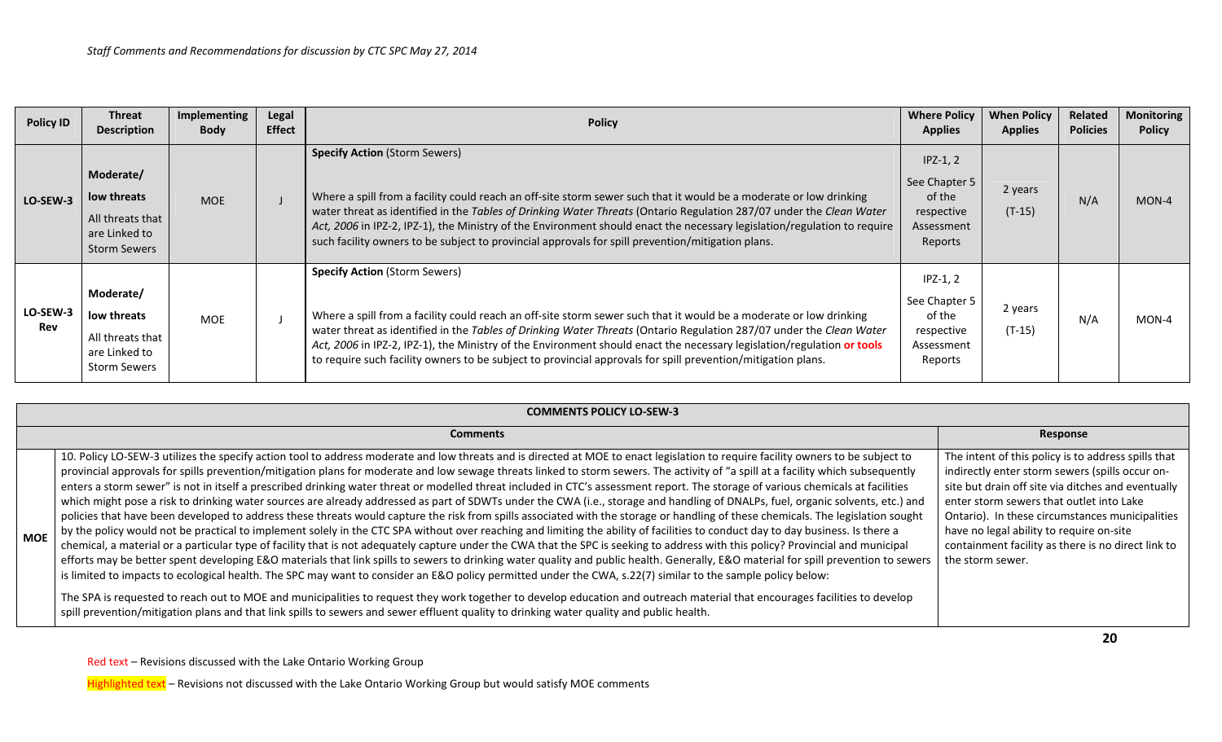*Staff Comments and Recommendations for discussion by CTC SPC May 27, 2014*

| Policy ID | Threat Description | Implementing Body | Legal Effect | Policy | Where Policy Applies | When Policy Applies | Related Policies | Monitoring Policy |
|---|---|---|---|---|---|---|---|---|
| LO-SEW-3 | **Moderate/ low threats** All threats that are Linked to Storm Sewers | MOE | J | **Specify Action** (Storm Sewers) Where a spill from a facility could reach an off-site storm sewer such that it would be a moderate or low drinking water threat as identified in the *Tables of Drinking Water Threats* (Ontario Regulation 287/07 under the *Clean Water Act, 2006* in IPZ-2, IPZ-1), the Ministry of the Environment should enact the necessary legislation/regulation to require such facility owners to be subject to provincial approvals for spill prevention/mitigation plans. | IPZ-1, 2 See Chapter 5 of the respective Assessment Reports | 2 years (T-15) | N/A | MON-4 |
| LO-SEW-3 Rev | **Moderate/ low threats** All threats that are Linked to Storm Sewers | MOE | J | **Specify Action** (Storm Sewers) Where a spill from a facility could reach an off-site storm sewer such that it would be a moderate or low drinking water threat as identified in the *Tables of Drinking Water Threats* (Ontario Regulation 287/07 under the *Clean Water Act, 2006* in IPZ-2, IPZ-1), the Ministry of the Environment should enact the necessary legislation/regulation **or tools** to require such facility owners to be subject to provincial approvals for spill prevention/mitigation plans. | IPZ-1, 2 See Chapter 5 of the respective Assessment Reports | 2 years (T-15) | N/A | MON-4 |

| **COMMENTS POLICY LO-SEW-3** | | |
|---|---|---|
| | **Comments** | **Response** |
| **MOE** | 10. Policy LO-SEW-3 utilizes the specify action tool to address moderate and low threats and is directed at MOE to enact legislation to require facility owners to be subject to provincial approvals for spills prevention/mitigation plans for moderate and low sewage threats linked to storm sewers. The activity of "a spill at a facility which subsequently enters a storm sewer" is not in itself a prescribed drinking water threat or modelled threat included in CTC's assessment report. The storage of various chemicals at facilities which might pose a risk to drinking water sources are already addressed as part of SDWTs under the CWA (i.e., storage and handling of DNALPs, fuel, organic solvents, etc.) and policies that have been developed to address these threats would capture the risk from spills associated with the storage or handling of these chemicals. The legislation sought by the policy would not be practical to implement solely in the CTC SPA without over reaching and limiting the ability of facilities to conduct day to day business. Is there a chemical, a material or a particular type of facility that is not adequately capture under the CWA that the SPC is seeking to address with this policy? Provincial and municipal efforts may be better spent developing E&O materials that link spills to sewers to drinking water quality and public health. Generally, E&O material for spill prevention to sewers is limited to impacts to ecological health. The SPC may want to consider an E&O policy permitted under the CWA, s.22(7) similar to the sample policy below:<br><br>The SPA is requested to reach out to MOE and municipalities to request they work together to develop education and outreach material that encourages facilities to develop spill prevention/mitigation plans and that link spills to sewers and sewer effluent quality to drinking water quality and public health. | The intent of this policy is to address spills that indirectly enter storm sewers (spills occur on-site but drain off site via ditches and eventually enter storm sewers that outlet into Lake Ontario). In these circumstances municipalities have no legal ability to require on-site containment facility as there is no direct link to the storm sewer. |

Red text – Revisions discussed with the Lake Ontario Working Group

Highlighted text – Revisions not discussed with the Lake Ontario Working Group but would satisfy MOE comments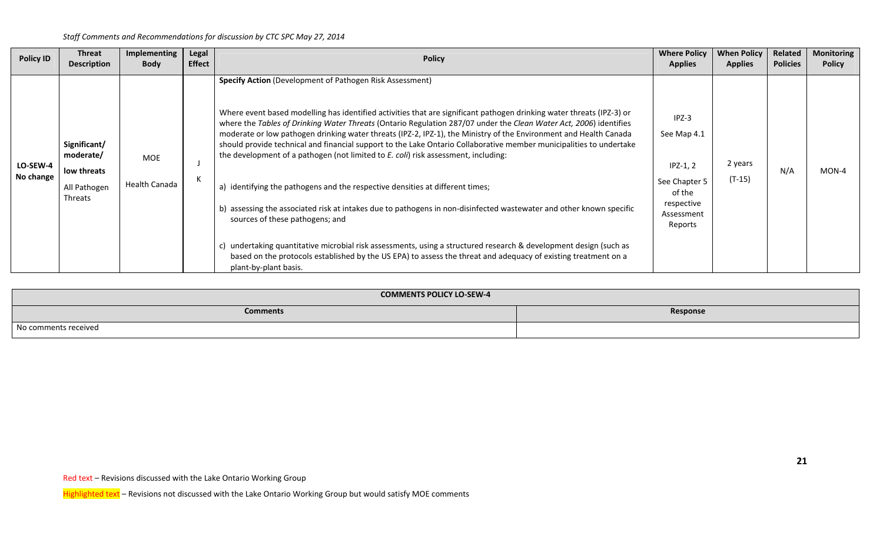*Staff Comments and Recommendations for discussion by CTC SPC May 27, 2014*

| Policy ID | Threat Description | Implementing Body | Legal Effect | Policy | Where Policy Applies | When Policy Applies | Related Policies | Monitoring Policy |
|---|---|---|---|---|---|---|---|---|
| **LO-SEW-4 No change** | **Significant/ moderate/ low threats** All Pathogen Threats | MOE Health Canada | J K | **Specify Action** (Development of Pathogen Risk Assessment)<br><br>Where event based modelling has identified activities that are significant pathogen drinking water threats (IPZ-3) or where the *Tables of Drinking Water Threats* (Ontario Regulation 287/07 under the *Clean Water Act, 2006*) identifies moderate or low pathogen drinking water threats (IPZ-2, IPZ-1), the Ministry of the Environment and Health Canada should provide technical and financial support to the Lake Ontario Collaborative member municipalities to undertake the development of a pathogen (not limited to *E. coli*) risk assessment, including:<br><br>a) identifying the pathogens and the respective densities at different times;<br><br>b) assessing the associated risk at intakes due to pathogens in non-disinfected wastewater and other known specific sources of these pathogens; and<br><br>c) undertaking quantitative microbial risk assessments, using a structured research & development design (such as based on the protocols established by the US EPA) to assess the threat and adequacy of existing treatment on a plant-by-plant basis. | IPZ-3<br>See Map 4.1<br><br>IPZ-1, 2<br>See Chapter 5 of the respective Assessment Reports | 2 years (T-15) | N/A | MON-4 |

| COMMENTS POLICY LO-SEW-4 | |
|---|---|
| **Comments** | **Response** |
| No comments received | |

Red text – Revisions discussed with the Lake Ontario Working Group

Highlighted text – Revisions not discussed with the Lake Ontario Working Group but would satisfy MOE comments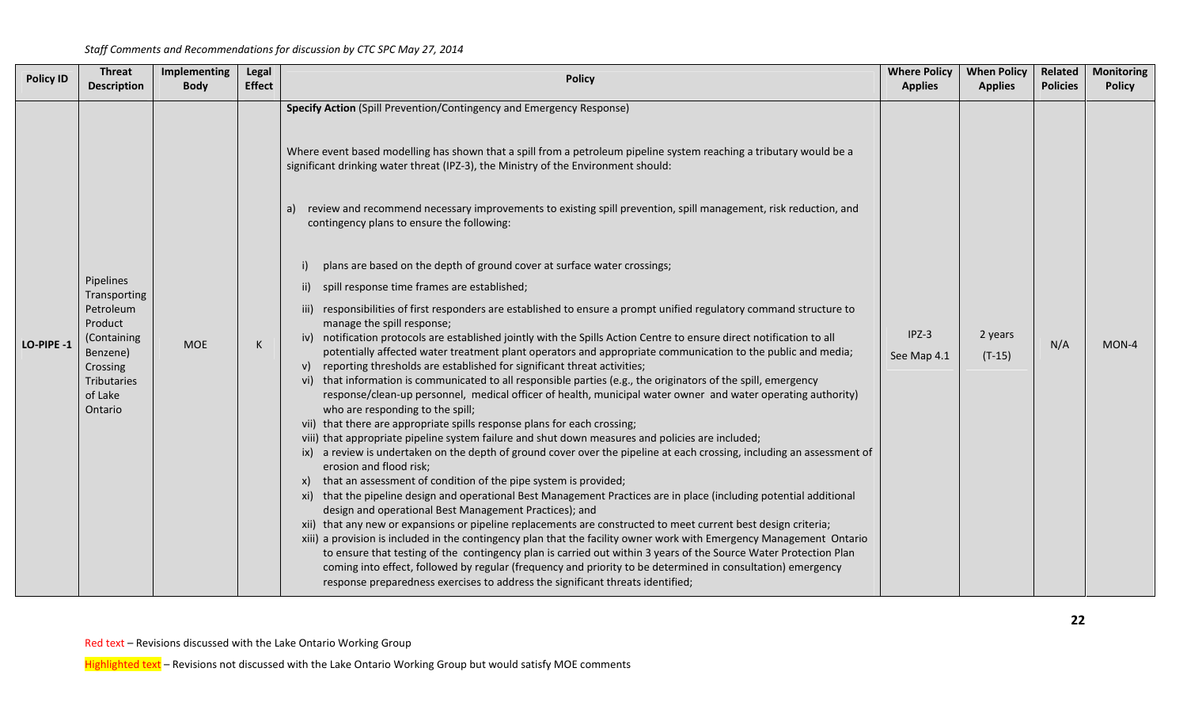*Staff Comments and Recommendations for discussion by CTC SPC May 27, 2014*

| Policy ID | Threat Description | Implementing Body | Legal Effect | Policy | Where Policy Applies | When Policy Applies | Related Policies | Monitoring Policy |
|---|---|---|---|---|---|---|---|---|
| LO-PIPE -1 | Pipelines Transporting Petroleum Product (Containing Benzene) Crossing Tributaries of Lake Ontario | MOE | K | **Specify Action** (Spill Prevention/Contingency and Emergency Response)<br><br>Where event based modelling has shown that a spill from a petroleum pipeline system reaching a tributary would be a significant drinking water threat (IPZ-3), the Ministry of the Environment should:<br><br>a) review and recommend necessary improvements to existing spill prevention, spill management, risk reduction, and contingency plans to ensure the following:<br><br>i) plans are based on the depth of ground cover at surface water crossings;<br>ii) spill response time frames are established;<br>iii) responsibilities of first responders are established to ensure a prompt unified regulatory command structure to manage the spill response;<br>iv) notification protocols are established jointly with the Spills Action Centre to ensure direct notification to all potentially affected water treatment plant operators and appropriate communication to the public and media;<br>v) reporting thresholds are established for significant threat activities;<br>vi) that information is communicated to all responsible parties (e.g., the originators of the spill, emergency response/clean-up personnel, medical officer of health, municipal water owner and water operating authority) who are responding to the spill;<br>vii) that there are appropriate spills response plans for each crossing;<br>viii) that appropriate pipeline system failure and shut down measures and policies are included;<br>ix) a review is undertaken on the depth of ground cover over the pipeline at each crossing, including an assessment of erosion and flood risk;<br>x) that an assessment of condition of the pipe system is provided;<br>xi) that the pipeline design and operational Best Management Practices are in place (including potential additional design and operational Best Management Practices); and<br>xii) that any new or expansions or pipeline replacements are constructed to meet current best design criteria;<br>xiii) a provision is included in the contingency plan that the facility owner work with Emergency Management Ontario to ensure that testing of the contingency plan is carried out within 3 years of the Source Water Protection Plan coming into effect, followed by regular (frequency and priority to be determined in consultation) emergency response preparedness exercises to address the significant threats identified; | IPZ-3<br>See Map 4.1 | 2 years<br>(T-15) | N/A | MON-4 |

Red text – Revisions discussed with the Lake Ontario Working Group

Highlighted text – Revisions not discussed with the Lake Ontario Working Group but would satisfy MOE comments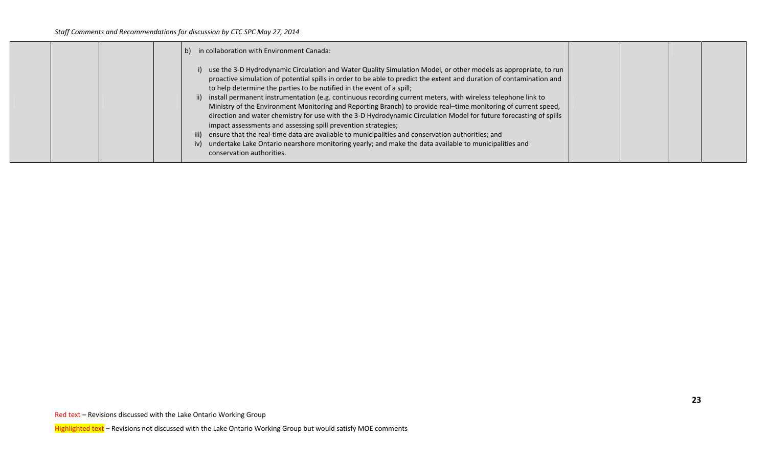| | | | | | | | | |
|---|---|---|---|---|---|---|---|---|
| | | | | b) in collaboration with Environment Canada:<br><br>i) use the 3-D Hydrodynamic Circulation and Water Quality Simulation Model, or other models as appropriate, to run proactive simulation of potential spills in order to be able to predict the extent and duration of contamination and to help determine the parties to be notified in the event of a spill;<br>ii) install permanent instrumentation (e.g. continuous recording current meters, with wireless telephone link to Ministry of the Environment Monitoring and Reporting Branch) to provide real–time monitoring of current speed, direction and water chemistry for use with the 3-D Hydrodynamic Circulation Model for future forecasting of spills impact assessments and assessing spill prevention strategies;<br>iii) ensure that the real-time data are available to municipalities and conservation authorities; and<br>iv) undertake Lake Ontario nearshore monitoring yearly; and make the data available to municipalities and conservation authorities. | | | | |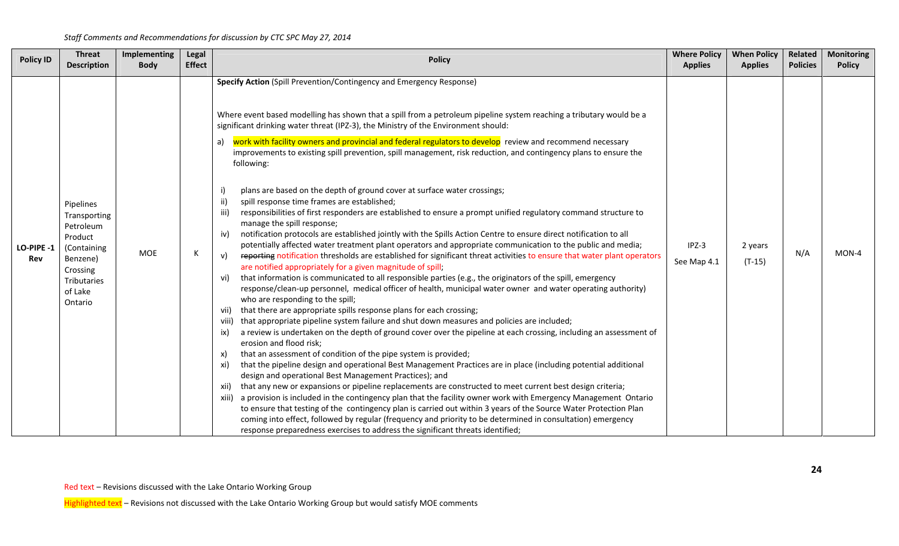*Staff Comments and Recommendations for discussion by CTC SPC May 27, 2014*

| Policy ID | Threat Description | Implementing Body | Legal Effect | Policy | Where Policy Applies | When Policy Applies | Related Policies | Monitoring Policy |
|---|---|---|---|---|---|---|---|---|
| **LO-PIPE -1 Rev** | Pipelines Transporting Petroleum Product (Containing Benzene) Crossing Tributaries of Lake Ontario | MOE | K | **Specify Action** (Spill Prevention/Contingency and Emergency Response)<br><br>Where event based modelling has shown that a spill from a petroleum pipeline system reaching a tributary would be a significant drinking water threat (IPZ-3), the Ministry of the Environment should:<br><br>a) work with facility owners and provincial and federal regulators to develop review and recommend necessary improvements to existing spill prevention, spill management, risk reduction, and contingency plans to ensure the following:<br><br>i) plans are based on the depth of ground cover at surface water crossings;<br>ii) spill response time frames are established;<br>iii) responsibilities of first responders are established to ensure a prompt unified regulatory command structure to manage the spill response;<br>iv) notification protocols are established jointly with the Spills Action Centre to ensure direct notification to all potentially affected water treatment plant operators and appropriate communication to the public and media;<br>v) ~~reporting~~ notification thresholds are established for significant threat activities to ensure that water plant operators are notified appropriately for a given magnitude of spill;<br>vi) that information is communicated to all responsible parties (e.g., the originators of the spill, emergency response/clean-up personnel, medical officer of health, municipal water owner and water operating authority) who are responding to the spill;<br>vii) that there are appropriate spills response plans for each crossing;<br>viii) that appropriate pipeline system failure and shut down measures and policies are included;<br>ix) a review is undertaken on the depth of ground cover over the pipeline at each crossing, including an assessment of erosion and flood risk;<br>x) that an assessment of condition of the pipe system is provided;<br>xi) that the pipeline design and operational Best Management Practices are in place (including potential additional design and operational Best Management Practices); and<br>xii) that any new or expansions or pipeline replacements are constructed to meet current best design criteria;<br>xiii) a provision is included in the contingency plan that the facility owner work with Emergency Management Ontario to ensure that testing of the contingency plan is carried out within 3 years of the Source Water Protection Plan coming into effect, followed by regular (frequency and priority to be determined in consultation) emergency response preparedness exercises to address the significant threats identified; | IPZ-3<br><br>See Map 4.1 | 2 years<br><br>(T-15) | N/A | MON-4 |

Red text – Revisions discussed with the Lake Ontario Working Group

Highlighted text – Revisions not discussed with the Lake Ontario Working Group but would satisfy MOE comments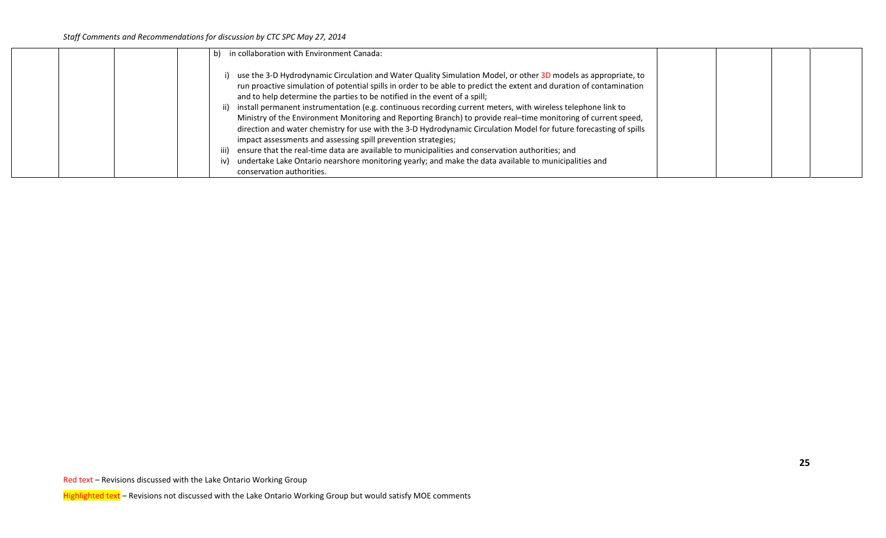| | | | | b) in collaboration with Environment Canada:<br><br>i) use the 3-D Hydrodynamic Circulation and Water Quality Simulation Model, or other 3D models as appropriate, to run proactive simulation of potential spills in order to be able to predict the extent and duration of contamination and to help determine the parties to be notified in the event of a spill;<br>ii) install permanent instrumentation (e.g. continuous recording current meters, with wireless telephone link to Ministry of the Environment Monitoring and Reporting Branch) to provide real–time monitoring of current speed, direction and water chemistry for use with the 3-D Hydrodynamic Circulation Model for future forecasting of spills impact assessments and assessing spill prevention strategies;<br>iii) ensure that the real-time data are available to municipalities and conservation authorities; and<br>iv) undertake Lake Ontario nearshore monitoring yearly; and make the data available to municipalities and conservation authorities. | | | | |
|---|---|---|---|---|---|---|---|---|

Red text – Revisions discussed with the Lake Ontario Working Group

Highlighted text – Revisions not discussed with the Lake Ontario Working Group but would satisfy MOE comments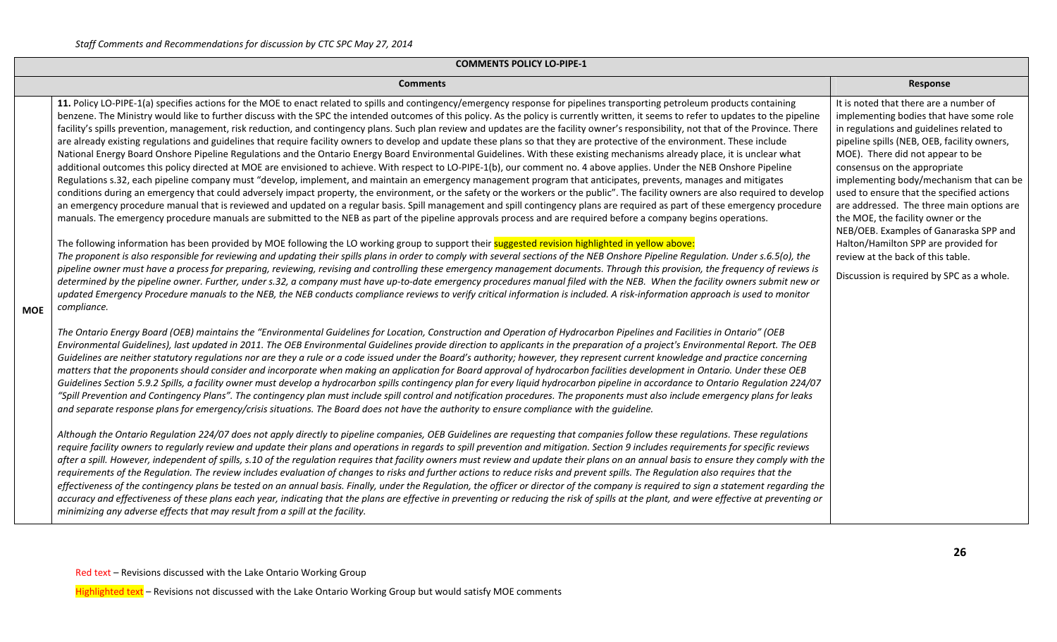*Staff Comments and Recommendations for discussion by CTC SPC May 27, 2014*

| COMMENTS POLICY LO-PIPE-1 | | |
|---|---|---|
| | **Comments** | **Response** |
| **MOE** | **11.** Policy LO-PIPE-1(a) specifies actions for the MOE to enact related to spills and contingency/emergency response for pipelines transporting petroleum products containing benzene. The Ministry would like to further discuss with the SPC the intended outcomes of this policy. As the policy is currently written, it seems to refer to updates to the pipeline facility's spills prevention, management, risk reduction, and contingency plans. Such plan review and updates are the facility owner's responsibility, not that of the Province. There are already existing regulations and guidelines that require facility owners to develop and update these plans so that they are protective of the environment. These include National Energy Board Onshore Pipeline Regulations and the Ontario Energy Board Environmental Guidelines. With these existing mechanisms already place, it is unclear what additional outcomes this policy directed at MOE are envisioned to achieve. With respect to LO-PIPE-1(b), our comment no. 4 above applies. Under the NEB Onshore Pipeline Regulations s.32, each pipeline company must "develop, implement, and maintain an emergency management program that anticipates, prevents, manages and mitigates conditions during an emergency that could adversely impact property, the environment, or the safety or the workers or the public". The facility owners are also required to develop an emergency procedure manual that is reviewed and updated on a regular basis. Spill management and spill contingency plans are required as part of these emergency procedure manuals. The emergency procedure manuals are submitted to the NEB as part of the pipeline approvals process and are required before a company begins operations.<br><br>The following information has been provided by MOE following the LO working group to support their suggested revision highlighted in yellow above:<br>*The proponent is also responsible for reviewing and updating their spills plans in order to comply with several sections of the NEB Onshore Pipeline Regulation. Under s.6.5(o), the pipeline owner must have a process for preparing, reviewing, revising and controlling these emergency management documents. Through this provision, the frequency of reviews is determined by the pipeline owner. Further, under s.32, a company must have up-to-date emergency procedures manual filed with the NEB. When the facility owners submit new or updated Emergency Procedure manuals to the NEB, the NEB conducts compliance reviews to verify critical information is included. A risk-information approach is used to monitor compliance.*<br><br>*The Ontario Energy Board (OEB) maintains the "Environmental Guidelines for Location, Construction and Operation of Hydrocarbon Pipelines and Facilities in Ontario" (OEB Environmental Guidelines), last updated in 2011. The OEB Environmental Guidelines provide direction to applicants in the preparation of a project's Environmental Report. The OEB Guidelines are neither statutory regulations nor are they a rule or a code issued under the Board's authority; however, they represent current knowledge and practice concerning matters that the proponents should consider and incorporate when making an application for Board approval of hydrocarbon facilities development in Ontario. Under these OEB Guidelines Section 5.9.2 Spills, a facility owner must develop a hydrocarbon spills contingency plan for every liquid hydrocarbon pipeline in accordance to Ontario Regulation 224/07 "Spill Prevention and Contingency Plans". The contingency plan must include spill control and notification procedures. The proponents must also include emergency plans for leaks and separate response plans for emergency/crisis situations. The Board does not have the authority to ensure compliance with the guideline.*<br><br>*Although the Ontario Regulation 224/07 does not apply directly to pipeline companies, OEB Guidelines are requesting that companies follow these regulations. These regulations require facility owners to regularly review and update their plans and operations in regards to spill prevention and mitigation. Section 9 includes requirements for specific reviews after a spill. However, independent of spills, s.10 of the regulation requires that facility owners must review and update their plans on an annual basis to ensure they comply with the requirements of the Regulation. The review includes evaluation of changes to risks and further actions to reduce risks and prevent spills. The Regulation also requires that the effectiveness of the contingency plans be tested on an annual basis. Finally, under the Regulation, the officer or director of the company is required to sign a statement regarding the accuracy and effectiveness of these plans each year, indicating that the plans are effective in preventing or reducing the risk of spills at the plant, and were effective at preventing or minimizing any adverse effects that may result from a spill at the facility.* | It is noted that there are a number of implementing bodies that have some role in regulations and guidelines related to pipeline spills (NEB, OEB, facility owners, MOE). There did not appear to be consensus on the appropriate implementing body/mechanism that can be used to ensure that the specified actions are addressed. The three main options are the MOE, the facility owner or the NEB/OEB. Examples of Ganaraska SPP and Halton/Hamilton SPP are provided for review at the back of this table.<br><br>Discussion is required by SPC as a whole. |

Red text – Revisions discussed with the Lake Ontario Working Group

Highlighted text – Revisions not discussed with the Lake Ontario Working Group but would satisfy MOE comments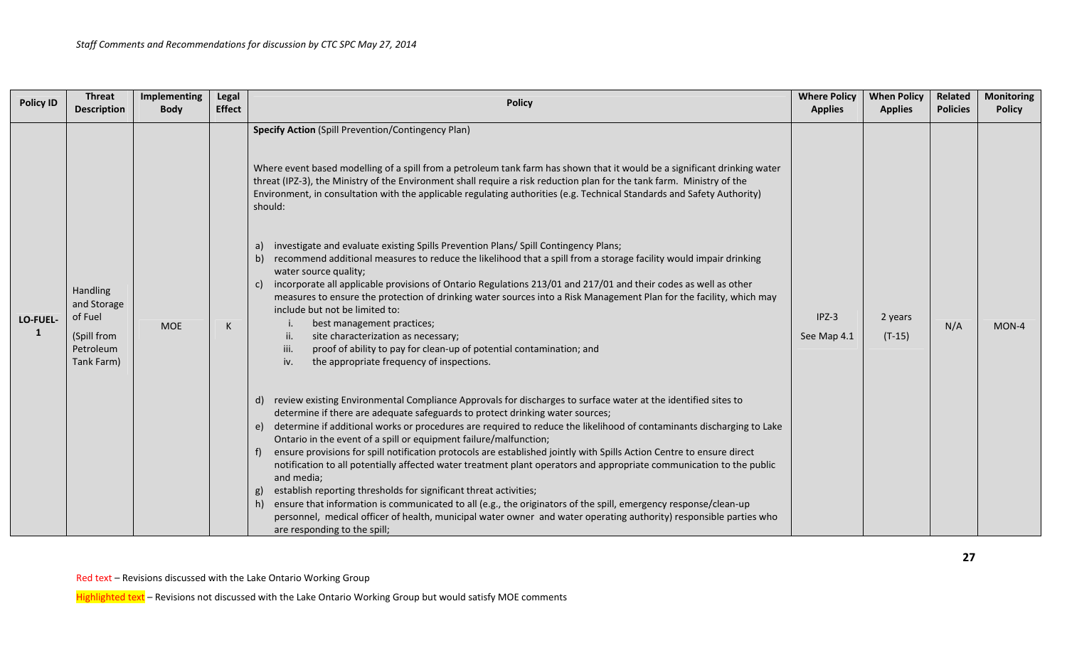| Policy ID | Threat Description | Implementing Body | Legal Effect | Policy | Where Policy Applies | When Policy Applies | Related Policies | Monitoring Policy |
|---|---|---|---|---|---|---|---|---|
| LO-FUEL-1 | Handling and Storage of Fuel (Spill from Petroleum Tank Farm) | MOE | K | **Specify Action** (Spill Prevention/Contingency Plan)<br><br>Where event based modelling of a spill from a petroleum tank farm has shown that it would be a significant drinking water threat (IPZ-3), the Ministry of the Environment shall require a risk reduction plan for the tank farm. Ministry of the Environment, in consultation with the applicable regulating authorities (e.g. Technical Standards and Safety Authority) should:<br><br>a) investigate and evaluate existing Spills Prevention Plans/ Spill Contingency Plans;<br>b) recommend additional measures to reduce the likelihood that a spill from a storage facility would impair drinking water source quality;<br>c) incorporate all applicable provisions of Ontario Regulations 213/01 and 217/01 and their codes as well as other measures to ensure the protection of drinking water sources into a Risk Management Plan for the facility, which may include but not be limited to:<br>i. best management practices;<br>ii. site characterization as necessary;<br>iii. proof of ability to pay for clean-up of potential contamination; and<br>iv. the appropriate frequency of inspections.<br><br>d) review existing Environmental Compliance Approvals for discharges to surface water at the identified sites to determine if there are adequate safeguards to protect drinking water sources;<br>e) determine if additional works or procedures are required to reduce the likelihood of contaminants discharging to Lake Ontario in the event of a spill or equipment failure/malfunction;<br>f) ensure provisions for spill notification protocols are established jointly with Spills Action Centre to ensure direct notification to all potentially affected water treatment plant operators and appropriate communication to the public and media;<br>g) establish reporting thresholds for significant threat activities;<br>h) ensure that information is communicated to all (e.g., the originators of the spill, emergency response/clean-up personnel, medical officer of health, municipal water owner and water operating authority) responsible parties who are responding to the spill; | IPZ-3<br>See Map 4.1 | 2 years<br>(T-15) | N/A | MON-4 |

Red text – Revisions discussed with the Lake Ontario Working Group

Highlighted text – Revisions not discussed with the Lake Ontario Working Group but would satisfy MOE comments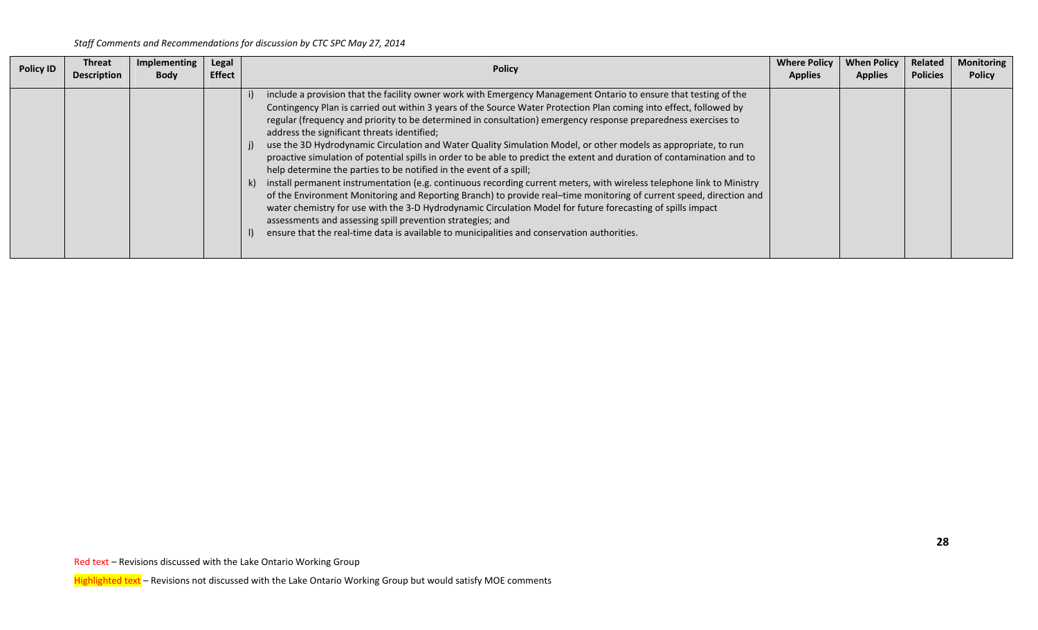*Staff Comments and Recommendations for discussion by CTC SPC May 27, 2014*

| Policy ID | Threat Description | Implementing Body | Legal Effect | Policy | Where Policy Applies | When Policy Applies | Related Policies | Monitoring Policy |
|---|---|---|---|---|---|---|---|---|
| | | | | i) include a provision that the facility owner work with Emergency Management Ontario to ensure that testing of the Contingency Plan is carried out within 3 years of the Source Water Protection Plan coming into effect, followed by regular (frequency and priority to be determined in consultation) emergency response preparedness exercises to address the significant threats identified;<br>j) use the 3D Hydrodynamic Circulation and Water Quality Simulation Model, or other models as appropriate, to run proactive simulation of potential spills in order to be able to predict the extent and duration of contamination and to help determine the parties to be notified in the event of a spill;<br>k) install permanent instrumentation (e.g. continuous recording current meters, with wireless telephone link to Ministry of the Environment Monitoring and Reporting Branch) to provide real–time monitoring of current speed, direction and water chemistry for use with the 3-D Hydrodynamic Circulation Model for future forecasting of spills impact assessments and assessing spill prevention strategies; and<br>l) ensure that the real-time data is available to municipalities and conservation authorities. | | | | |

Red text – Revisions discussed with the Lake Ontario Working Group

Highlighted text – Revisions not discussed with the Lake Ontario Working Group but would satisfy MOE comments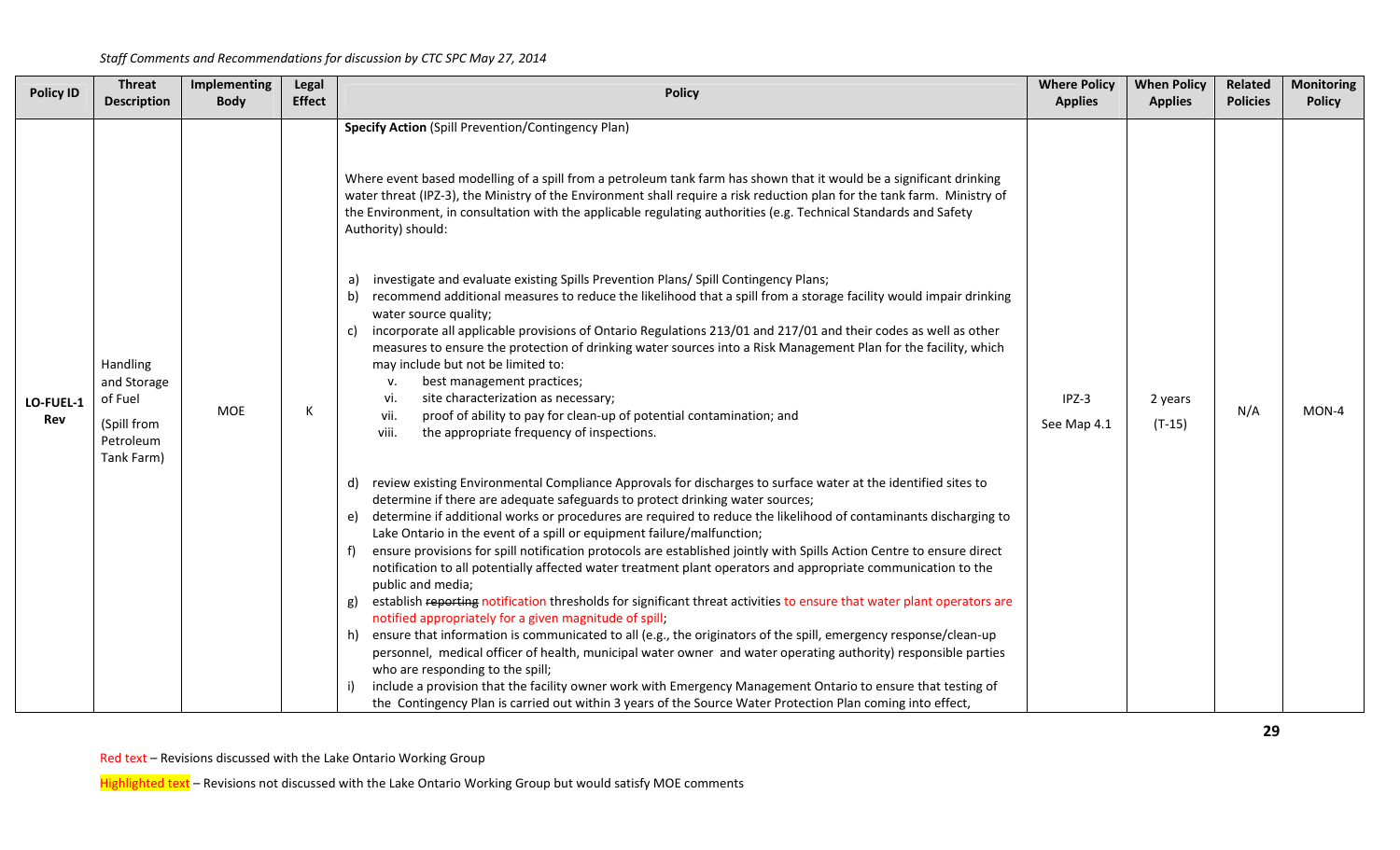*Staff Comments and Recommendations for discussion by CTC SPC May 27, 2014*

| Policy ID | Threat Description | Implementing Body | Legal Effect | Policy | Where Policy Applies | When Policy Applies | Related Policies | Monitoring Policy |
|---|---|---|---|---|---|---|---|---|
| **LO-FUEL-1 Rev** | Handling and Storage of Fuel (Spill from Petroleum Tank Farm) | MOE | K | **Specify Action** (Spill Prevention/Contingency Plan)<br><br>Where event based modelling of a spill from a petroleum tank farm has shown that it would be a significant drinking water threat (IPZ-3), the Ministry of the Environment shall require a risk reduction plan for the tank farm. Ministry of the Environment, in consultation with the applicable regulating authorities (e.g. Technical Standards and Safety Authority) should:<br><br>a) investigate and evaluate existing Spills Prevention Plans/ Spill Contingency Plans;<br>b) recommend additional measures to reduce the likelihood that a spill from a storage facility would impair drinking water source quality;<br>c) incorporate all applicable provisions of Ontario Regulations 213/01 and 217/01 and their codes as well as other measures to ensure the protection of drinking water sources into a Risk Management Plan for the facility, which may include but not be limited to:<br>v. best management practices;<br>vi. site characterization as necessary;<br>vii. proof of ability to pay for clean-up of potential contamination; and<br>viii. the appropriate frequency of inspections.<br><br>d) review existing Environmental Compliance Approvals for discharges to surface water at the identified sites to determine if there are adequate safeguards to protect drinking water sources;<br>e) determine if additional works or procedures are required to reduce the likelihood of contaminants discharging to Lake Ontario in the event of a spill or equipment failure/malfunction;<br>f) ensure provisions for spill notification protocols are established jointly with Spills Action Centre to ensure direct notification to all potentially affected water treatment plant operators and appropriate communication to the public and media;<br>g) establish ~~reporting~~ notification thresholds for significant threat activities to ensure that water plant operators are notified appropriately for a given magnitude of spill;<br>h) ensure that information is communicated to all (e.g., the originators of the spill, emergency response/clean-up personnel, medical officer of health, municipal water owner and water operating authority) responsible parties who are responding to the spill;<br>i) include a provision that the facility owner work with Emergency Management Ontario to ensure that testing of the Contingency Plan is carried out within 3 years of the Source Water Protection Plan coming into effect, | IPZ-3<br>See Map 4.1 | 2 years<br>(T-15) | N/A | MON-4 |

Red text – Revisions discussed with the Lake Ontario Working Group

Highlighted text – Revisions not discussed with the Lake Ontario Working Group but would satisfy MOE comments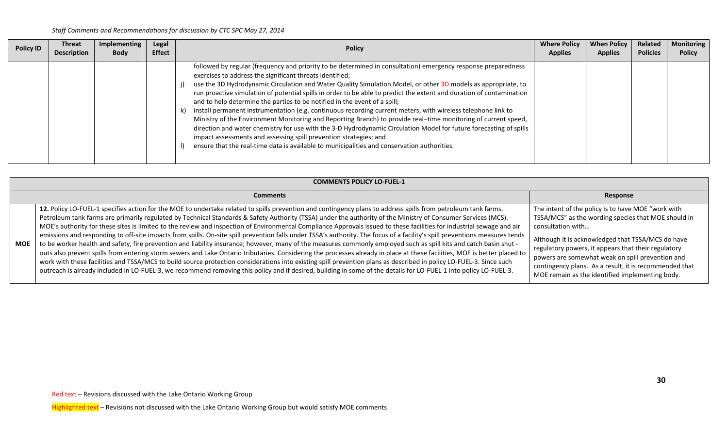*Staff Comments and Recommendations for discussion by CTC SPC May 27, 2014*

| Policy ID | Threat Description | Implementing Body | Legal Effect | Policy | Where Policy Applies | When Policy Applies | Related Policies | Monitoring Policy |
|---|---|---|---|---|---|---|---|---|
| | | | | followed by regular (frequency and priority to be determined in consultation) emergency response preparedness exercises to address the significant threats identified;<br>j) use the 3D Hydrodynamic Circulation and Water Quality Simulation Model, or other 3D models as appropriate, to run proactive simulation of potential spills in order to be able to predict the extent and duration of contamination and to help determine the parties to be notified in the event of a spill;<br>k) install permanent instrumentation (e.g. continuous recording current meters, with wireless telephone link to Ministry of the Environment Monitoring and Reporting Branch) to provide real–time monitoring of current speed, direction and water chemistry for use with the 3-D Hydrodynamic Circulation Model for future forecasting of spills impact assessments and assessing spill prevention strategies; and<br>l) ensure that the real-time data is available to municipalities and conservation authorities. | | | | |

| COMMENTS POLICY LO-FUEL-1 | | |
|---|---|---|
| | **Comments** | **Response** |
| **MOE** | **12.** Policy LO-FUEL-1 specifies action for the MOE to undertake related to spills prevention and contingency plans to address spills from petroleum tank farms. Petroleum tank farms are primarily regulated by Technical Standards & Safety Authority (TSSA) under the authority of the Ministry of Consumer Services (MCS). MOE's authority for these sites is limited to the review and inspection of Environmental Compliance Approvals issued to these facilities for industrial sewage and air emissions and responding to off-site impacts from spills. On-site spill prevention falls under TSSA's authority. The focus of a facility's spill preventions measures tends to be worker health and safety, fire prevention and liability insurance; however, many of the measures commonly employed such as spill kits and catch basin shut - outs also prevent spills from entering storm sewers and Lake Ontario tributaries. Considering the processes already in place at these facilities, MOE is better placed to work with these facilities and TSSA/MCS to build source protection considerations into existing spill prevention plans as described in policy LO-FUEL-3. Since such outreach is already included in LO-FUEL-3, we recommend removing this policy and if desired, building in some of the details for LO-FUEL-1 into policy LO-FUEL-3. | The intent of the policy is to have MOE "work with TSSA/MCS" as the wording species that MOE should in consultation with…<br><br>Although it is acknowledged that TSSA/MCS do have regulatory powers, it appears that their regulatory powers are somewhat weak on spill prevention and contingency plans. As a result, it is recommended that MOE remain as the identified implementing body. |

Red text – Revisions discussed with the Lake Ontario Working Group

Highlighted text – Revisions not discussed with the Lake Ontario Working Group but would satisfy MOE comments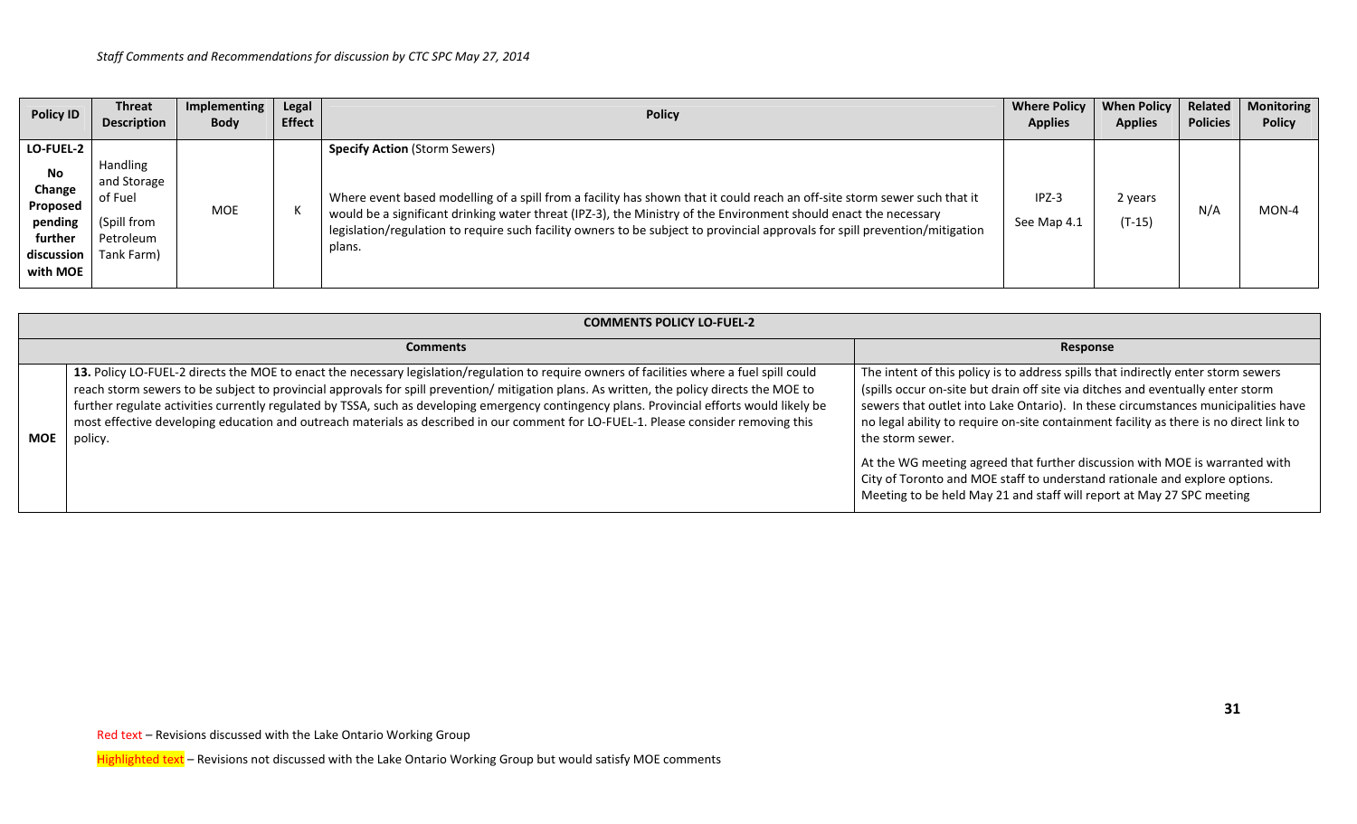*Staff Comments and Recommendations for discussion by CTC SPC May 27, 2014*

| Policy ID | Threat Description | Implementing Body | Legal Effect | Policy | Where Policy Applies | When Policy Applies | Related Policies | Monitoring Policy |
|---|---|---|---|---|---|---|---|---|
| LO-FUEL-2<br><br>**No Change Proposed pending further discussion with MOE** | Handling and Storage of Fuel<br><br>(Spill from Petroleum Tank Farm) | MOE | K | **Specify Action** (Storm Sewers)<br><br>Where event based modelling of a spill from a facility has shown that it could reach an off-site storm sewer such that it would be a significant drinking water threat (IPZ-3), the Ministry of the Environment should enact the necessary legislation/regulation to require such facility owners to be subject to provincial approvals for spill prevention/mitigation plans. | IPZ-3<br><br>See Map 4.1 | 2 years<br><br>(T-15) | N/A | MON-4 |

| COMMENTS POLICY LO-FUEL-2 | | |
|---|---|---|
| | **Comments** | **Response** |
| **MOE** | **13.** Policy LO-FUEL-2 directs the MOE to enact the necessary legislation/regulation to require owners of facilities where a fuel spill could reach storm sewers to be subject to provincial approvals for spill prevention/ mitigation plans. As written, the policy directs the MOE to further regulate activities currently regulated by TSSA, such as developing emergency contingency plans. Provincial efforts would likely be most effective developing education and outreach materials as described in our comment for LO-FUEL-1. Please consider removing this policy. | The intent of this policy is to address spills that indirectly enter storm sewers (spills occur on-site but drain off site via ditches and eventually enter storm sewers that outlet into Lake Ontario). In these circumstances municipalities have no legal ability to require on-site containment facility as there is no direct link to the storm sewer.<br><br>At the WG meeting agreed that further discussion with MOE is warranted with City of Toronto and MOE staff to understand rationale and explore options. Meeting to be held May 21 and staff will report at May 27 SPC meeting |

Red text – Revisions discussed with the Lake Ontario Working Group

Highlighted text – Revisions not discussed with the Lake Ontario Working Group but would satisfy MOE comments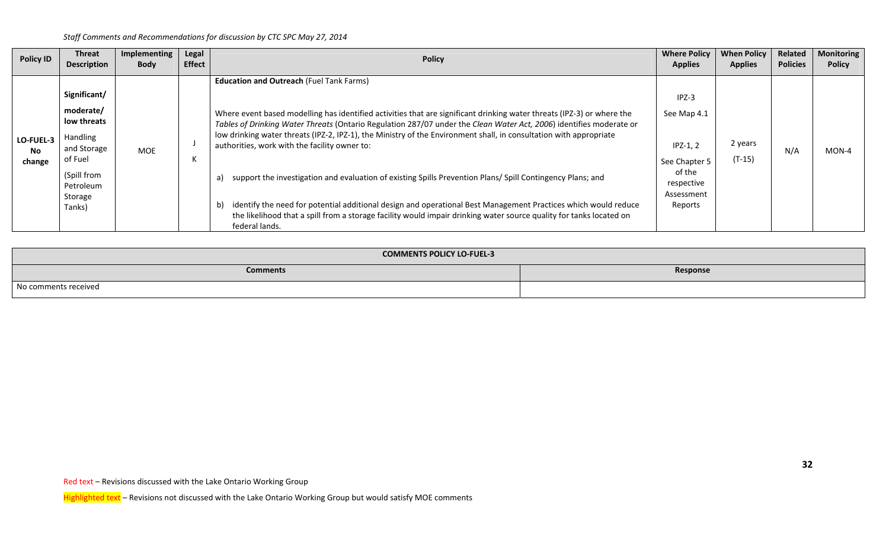*Staff Comments and Recommendations for discussion by CTC SPC May 27, 2014*

| Policy ID | Threat Description | Implementing Body | Legal Effect | Policy | Where Policy Applies | When Policy Applies | Related Policies | Monitoring Policy |
|---|---|---|---|---|---|---|---|---|
| **LO-FUEL-3 No change** | **Significant/ moderate/ low threats** Handling and Storage of Fuel (Spill from Petroleum Storage Tanks) | MOE | J K | **Education and Outreach** (Fuel Tank Farms)<br><br>Where event based modelling has identified activities that are significant drinking water threats (IPZ-3) or where the *Tables of Drinking Water Threats* (Ontario Regulation 287/07 under the *Clean Water Act, 2006*) identifies moderate or low drinking water threats (IPZ-2, IPZ-1), the Ministry of the Environment shall, in consultation with appropriate authorities, work with the facility owner to:<br><br>a) support the investigation and evaluation of existing Spills Prevention Plans/ Spill Contingency Plans; and<br><br>b) identify the need for potential additional design and operational Best Management Practices which would reduce the likelihood that a spill from a storage facility would impair drinking water source quality for tanks located on federal lands. | IPZ-3<br>See Map 4.1<br><br>IPZ-1, 2<br>See Chapter 5 of the respective Assessment Reports | 2 years<br>(T-15) | N/A | MON-4 |

| COMMENTS POLICY LO-FUEL-3 | |
|---|---|
| **Comments** | **Response** |
| No comments received | |

Red text – Revisions discussed with the Lake Ontario Working Group

Highlighted text – Revisions not discussed with the Lake Ontario Working Group but would satisfy MOE comments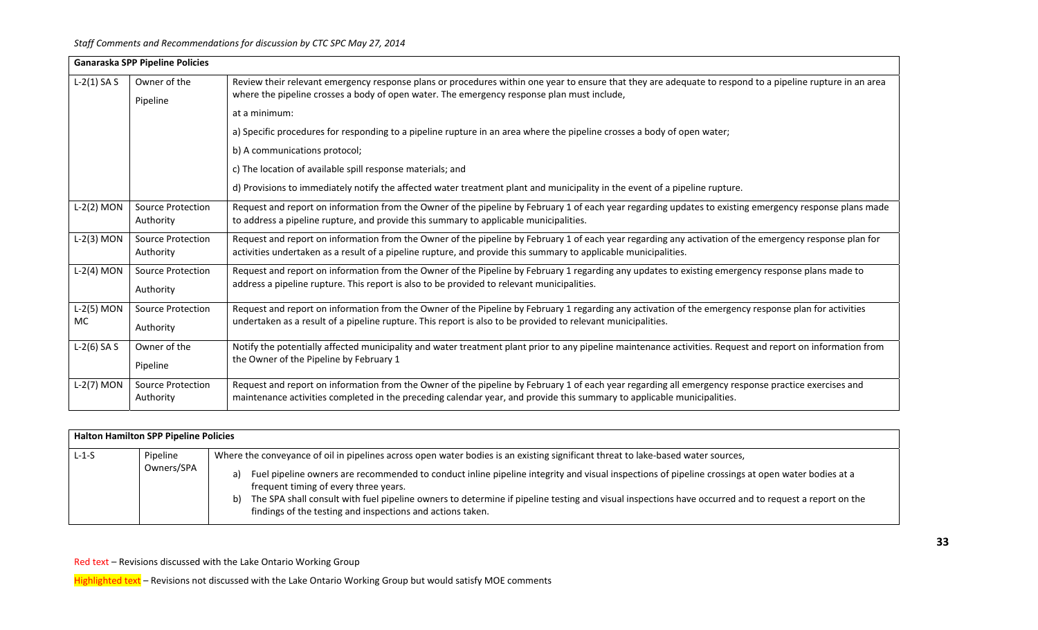*Staff Comments and Recommendations for discussion by CTC SPC May 27, 2014*

| **Ganaraska SPP Pipeline Policies** | | |
|---|---|---|
| L-2(1) SA S | Owner of the Pipeline | Review their relevant emergency response plans or procedures within one year to ensure that they are adequate to respond to a pipeline rupture in an area where the pipeline crosses a body of open water. The emergency response plan must include, at a minimum: a) Specific procedures for responding to a pipeline rupture in an area where the pipeline crosses a body of open water; b) A communications protocol; c) The location of available spill response materials; and d) Provisions to immediately notify the affected water treatment plant and municipality in the event of a pipeline rupture. |
| L-2(2) MON | Source Protection Authority | Request and report on information from the Owner of the pipeline by February 1 of each year regarding updates to existing emergency response plans made to address a pipeline rupture, and provide this summary to applicable municipalities. |
| L-2(3) MON | Source Protection Authority | Request and report on information from the Owner of the pipeline by February 1 of each year regarding any activation of the emergency response plan for activities undertaken as a result of a pipeline rupture, and provide this summary to applicable municipalities. |
| L-2(4) MON | Source Protection Authority | Request and report on information from the Owner of the Pipeline by February 1 regarding any updates to existing emergency response plans made to address a pipeline rupture. This report is also to be provided to relevant municipalities. |
| L-2(5) MON MC | Source Protection Authority | Request and report on information from the Owner of the Pipeline by February 1 regarding any activation of the emergency response plan for activities undertaken as a result of a pipeline rupture. This report is also to be provided to relevant municipalities. |
| L-2(6) SA S | Owner of the Pipeline | Notify the potentially affected municipality and water treatment plant prior to any pipeline maintenance activities. Request and report on information from the Owner of the Pipeline by February 1 |
| L-2(7) MON | Source Protection Authority | Request and report on information from the Owner of the pipeline by February 1 of each year regarding all emergency response practice exercises and maintenance activities completed in the preceding calendar year, and provide this summary to applicable municipalities. |

| **Halton Hamilton SPP Pipeline Policies** | | |
|---|---|---|
| L-1-S | Pipeline Owners/SPA | Where the conveyance of oil in pipelines across open water bodies is an existing significant threat to lake-based water sources, a) Fuel pipeline owners are recommended to conduct inline pipeline integrity and visual inspections of pipeline crossings at open water bodies at a frequent timing of every three years. b) The SPA shall consult with fuel pipeline owners to determine if pipeline testing and visual inspections have occurred and to request a report on the findings of the testing and inspections and actions taken. |

Red text – Revisions discussed with the Lake Ontario Working Group

Highlighted text – Revisions not discussed with the Lake Ontario Working Group but would satisfy MOE comments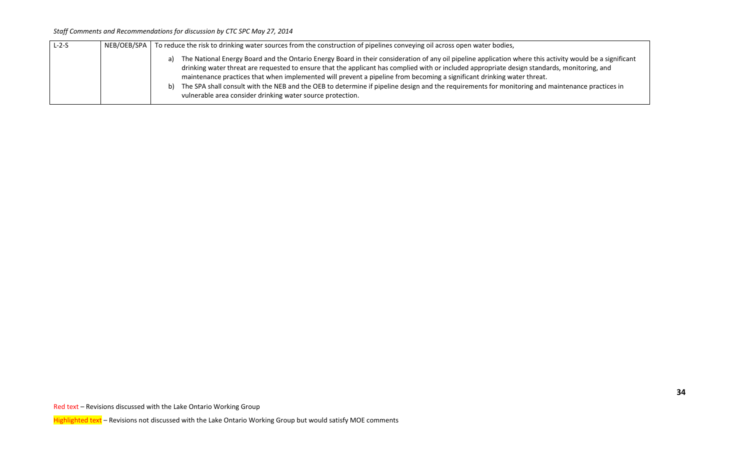| | | |
|---|---|---|
| L-2-S | NEB/OEB/SPA | To reduce the risk to drinking water sources from the construction of pipelines conveying oil across open water bodies,<br><br>a) The National Energy Board and the Ontario Energy Board in their consideration of any oil pipeline application where this activity would be a significant drinking water threat are requested to ensure that the applicant has complied with or included appropriate design standards, monitoring, and maintenance practices that when implemented will prevent a pipeline from becoming a significant drinking water threat.<br>b) The SPA shall consult with the NEB and the OEB to determine if pipeline design and the requirements for monitoring and maintenance practices in vulnerable area consider drinking water source protection. |

Red text – Revisions discussed with the Lake Ontario Working Group

Highlighted text – Revisions not discussed with the Lake Ontario Working Group but would satisfy MOE comments